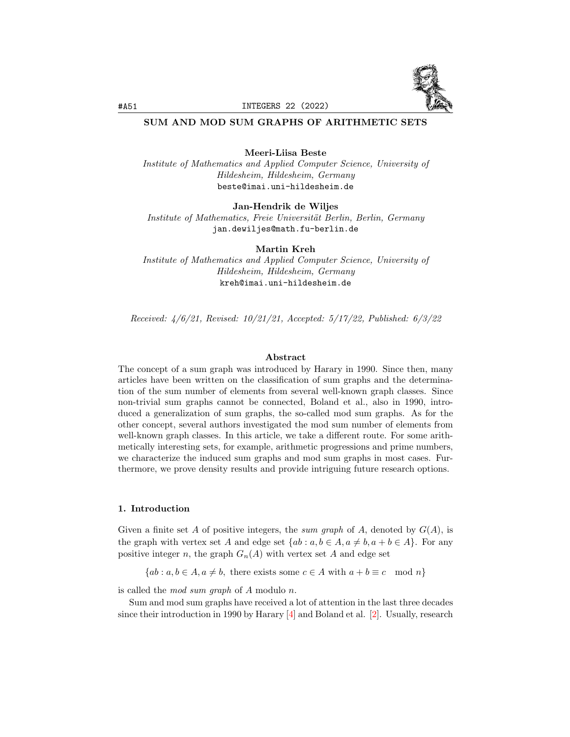# SUM AND MOD SUM GRAPHS OF ARITHMETIC SETS

**Meeri-Liisa Beste**
*Institute of Mathematics and Applied Computer Science, University of Hildesheim, Hildesheim, Germany*
beste@imai.uni-hildesheim.de

**Jan-Hendrik de Wiljes**
*Institute of Mathematics, Freie Universität Berlin, Berlin, Germany*
jan.dewiljes@math.fu-berlin.de

**Martin Kreh**
*Institute of Mathematics and Applied Computer Science, University of Hildesheim, Hildesheim, Germany*
kreh@imai.uni-hildesheim.de

*Received: 4/6/21, Revised: 10/21/21, Accepted: 5/17/22, Published: 6/3/22*

## Abstract

The concept of a sum graph was introduced by Harary in 1990. Since then, many articles have been written on the classification of sum graphs and the determination of the sum number of elements from several well-known graph classes. Since non-trivial sum graphs cannot be connected, Boland et al., also in 1990, introduced a generalization of sum graphs, the so-called mod sum graphs. As for the other concept, several authors investigated the mod sum number of elements from well-known graph classes. In this article, we take a different route. For some arithmetically interesting sets, for example, arithmetic progressions and prime numbers, we characterize the induced sum graphs and mod sum graphs in most cases. Furthermore, we prove density results and provide intriguing future research options.

## 1. Introduction

Given a finite set $A$ of positive integers, the *sum graph* of $A$, denoted by $G(A)$, is the graph with vertex set $A$ and edge set $\{ab : a, b \in A, a \neq b, a + b \in A\}$. For any positive integer $n$, the graph $G_n(A)$ with vertex set $A$ and edge set

$$\{ab : a, b \in A, a \neq b, \text{ there exists some } c \in A \text{ with } a + b \equiv c \mod n\}$$

is called the *mod sum graph* of $A$ modulo $n$.

Sum and mod sum graphs have received a lot of attention in the last three decades since their introduction in 1990 by Harary [4] and Boland et al. [2]. Usually, research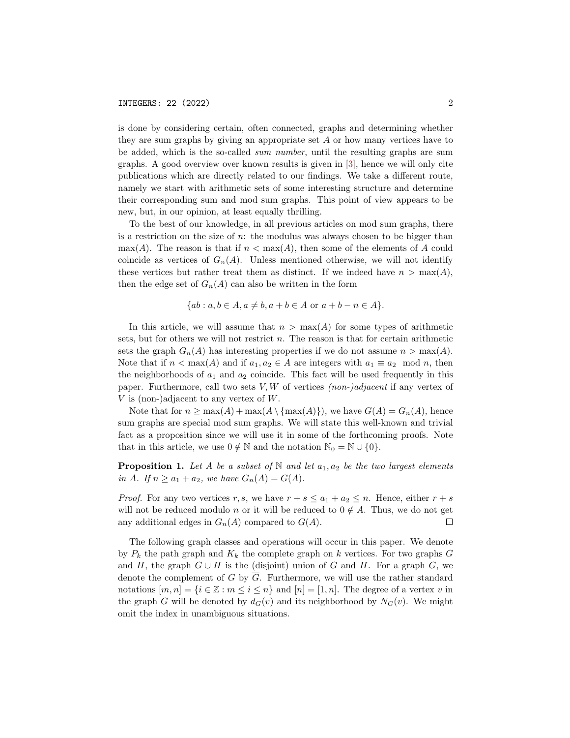is done by considering certain, often connected, graphs and determining whether they are sum graphs by giving an appropriate set $A$ or how many vertices have to be added, which is the so-called *sum number*, until the resulting graphs are sum graphs. A good overview over known results is given in [3], hence we will only cite publications which are directly related to our findings. We take a different route, namely we start with arithmetic sets of some interesting structure and determine their corresponding sum and mod sum graphs. This point of view appears to be new, but, in our opinion, at least equally thrilling.

To the best of our knowledge, in all previous articles on mod sum graphs, there is a restriction on the size of $n$: the modulus was always chosen to be bigger than $\max(A)$. The reason is that if $n < \max(A)$, then some of the elements of $A$ could coincide as vertices of $G_n(A)$. Unless mentioned otherwise, we will not identify these vertices but rather treat them as distinct. If we indeed have $n > \max(A)$, then the edge set of $G_n(A)$ can also be written in the form

$$\{ab : a, b \in A, a \neq b, a + b \in A \text{ or } a + b - n \in A\}.$$

In this article, we will assume that $n > \max(A)$ for some types of arithmetic sets, but for others we will not restrict $n$. The reason is that for certain arithmetic sets the graph $G_n(A)$ has interesting properties if we do not assume $n > \max(A)$. Note that if $n < \max(A)$ and if $a_1, a_2 \in A$ are integers with $a_1 \equiv a_2 \mod n$, then the neighborhoods of $a_1$ and $a_2$ coincide. This fact will be used frequently in this paper. Furthermore, call two sets $V, W$ of vertices *(non-)adjacent* if any vertex of $V$ is (non-)adjacent to any vertex of $W$.

Note that for $n \geq \max(A) + \max(A \setminus \{\max(A)\})$, we have $G(A) = G_n(A)$, hence sum graphs are special mod sum graphs. We will state this well-known and trivial fact as a proposition since we will use it in some of the forthcoming proofs. Note that in this article, we use $0 \notin \mathbb{N}$ and the notation $\mathbb{N}_0 = \mathbb{N} \cup \{0\}$.

**Proposition 1.** *Let $A$ be a subset of $\mathbb{N}$ and let $a_1, a_2$ be the two largest elements in $A$. If $n \geq a_1 + a_2$, we have $G_n(A) = G(A)$.*

*Proof.* For any two vertices $r, s$, we have $r + s \leq a_1 + a_2 \leq n$. Hence, either $r + s$ will not be reduced modulo $n$ or it will be reduced to $0 \notin A$. Thus, we do not get any additional edges in $G_n(A)$ compared to $G(A)$. □

The following graph classes and operations will occur in this paper. We denote by $P_k$ the path graph and $K_k$ the complete graph on $k$ vertices. For two graphs $G$ and $H$, the graph $G \cup H$ is the (disjoint) union of $G$ and $H$. For a graph $G$, we denote the complement of $G$ by $\overline{G}$. Furthermore, we will use the rather standard notations $[m, n] = \{i \in \mathbb{Z} : m \leq i \leq n\}$ and $[n] = [1, n]$. The degree of a vertex $v$ in the graph $G$ will be denoted by $d_G(v)$ and its neighborhood by $N_G(v)$. We might omit the index in unambiguous situations.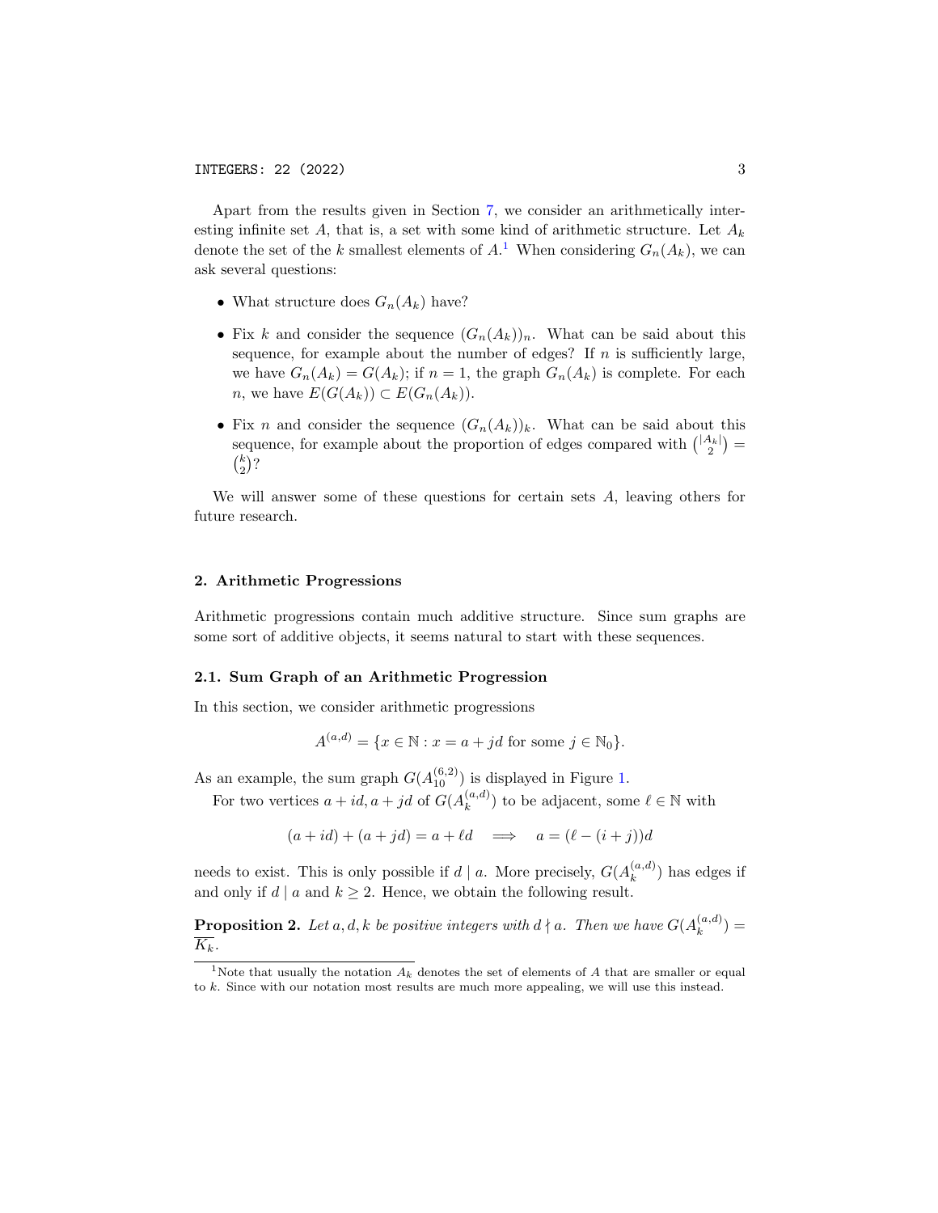Apart from the results given in Section 7, we consider an arithmetically interesting infinite set $A$, that is, a set with some kind of arithmetic structure. Let $A_k$ denote the set of the $k$ smallest elements of $A$.[1] When considering $G_n(A_k)$, we can ask several questions:

- What structure does $G_n(A_k)$ have?
- Fix $k$ and consider the sequence $(G_n(A_k))_n$. What can be said about this sequence, for example about the number of edges? If $n$ is sufficiently large, we have $G_n(A_k) = G(A_k)$; if $n = 1$, the graph $G_n(A_k)$ is complete. For each $n$, we have $E(G(A_k)) \subset E(G_n(A_k))$.
- Fix $n$ and consider the sequence $(G_n(A_k))_k$. What can be said about this sequence, for example about the proportion of edges compared with $\binom{|A_k|}{2} = \binom{k}{2}$?

We will answer some of these questions for certain sets $A$, leaving others for future research.

## 2. Arithmetic Progressions

Arithmetic progressions contain much additive structure. Since sum graphs are some sort of additive objects, it seems natural to start with these sequences.

### 2.1. Sum Graph of an Arithmetic Progression

In this section, we consider arithmetic progressions

$$A^{(a,d)} = \{x \in \mathbb{N} : x = a + jd \text{ for some } j \in \mathbb{N}_0\}.$$

As an example, the sum graph $G(A_{10}^{(6,2)})$ is displayed in Figure 1.

For two vertices $a + id, a + jd$ of $G(A_k^{(a,d)})$ to be adjacent, some $\ell \in \mathbb{N}$ with

$$(a + id) + (a + jd) = a + \ell d \quad \Longrightarrow \quad a = (\ell - (i + j))d$$

needs to exist. This is only possible if $d \mid a$. More precisely, $G(A_k^{(a,d)})$ has edges if and only if $d \mid a$ and $k \geq 2$. Hence, we obtain the following result.

**Proposition 2.** *Let $a, d, k$ be positive integers with $d \nmid a$. Then we have $G(A_k^{(a,d)}) = \overline{K_k}$.*

[1] Note that usually the notation $A_k$ denotes the set of elements of $A$ that are smaller or equal to $k$. Since with our notation most results are much more appealing, we will use this instead.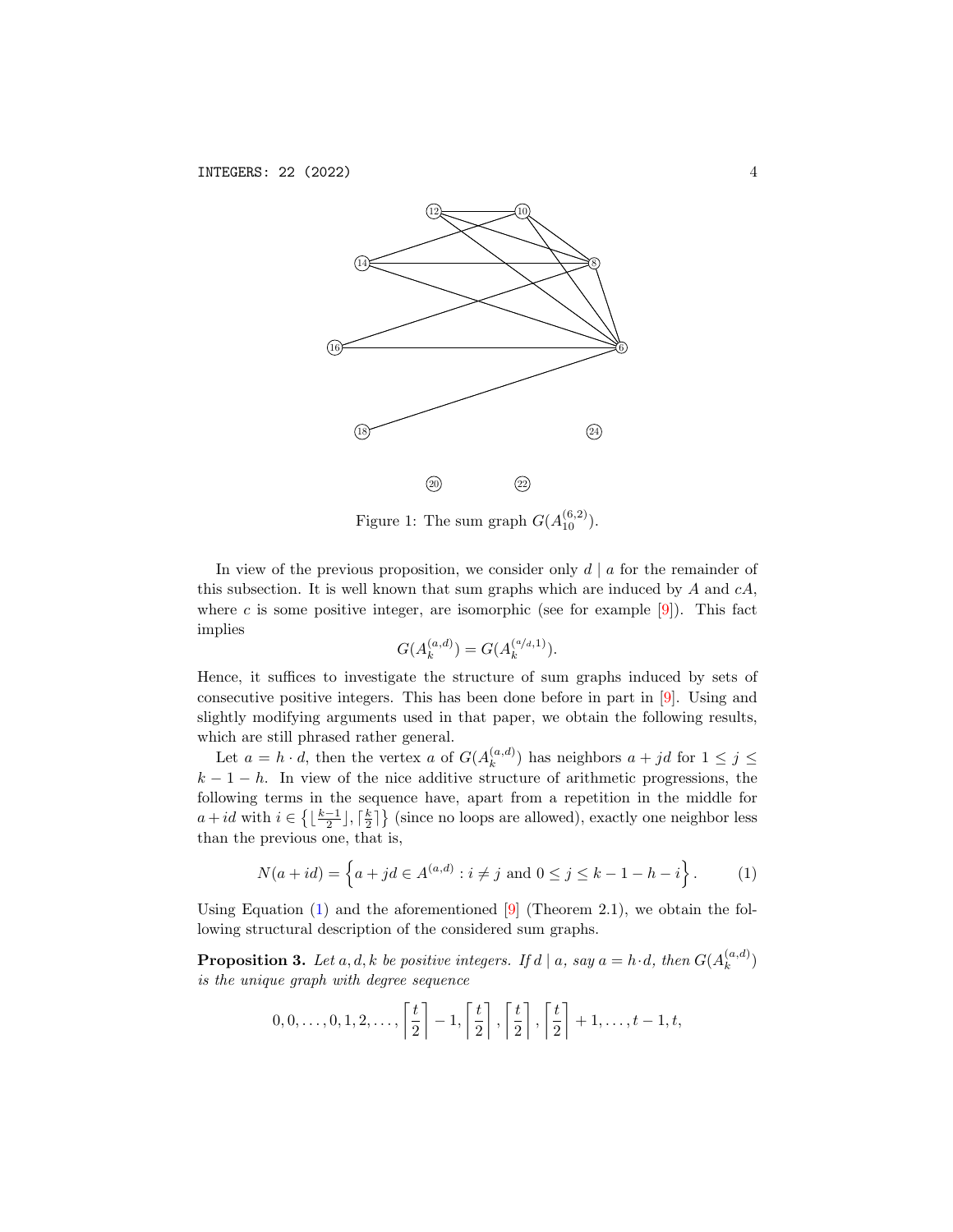Figure 1: The sum graph $G(A_{10}^{(6,2)})$.

In view of the previous proposition, we consider only $d \mid a$ for the remainder of this subsection. It is well known that sum graphs which are induced by $A$ and $cA$, where $c$ is some positive integer, are isomorphic (see for example [9]). This fact implies

$$G(A_k^{(a,d)}) = G(A_k^{(a/d,1)}).$$

Hence, it suffices to investigate the structure of sum graphs induced by sets of consecutive positive integers. This has been done before in part in [9]. Using and slightly modifying arguments used in that paper, we obtain the following results, which are still phrased rather general.

Let $a = h \cdot d$, then the vertex $a$ of $G(A_k^{(a,d)})$ has neighbors $a + jd$ for $1 \leq j \leq k - 1 - h$. In view of the nice additive structure of arithmetic progressions, the following terms in the sequence have, apart from a repetition in the middle for $a + id$ with $i \in \left\{\lfloor \frac{k-1}{2} \rfloor, \lceil \frac{k}{2} \rceil\right\}$ (since no loops are allowed), exactly one neighbor less than the previous one, that is,

$$N(a + id) = \left\{a + jd \in A^{(a,d)} : i \neq j \text{ and } 0 \leq j \leq k - 1 - h - i\right\}. \tag{1}$$

Using Equation (1) and the aforementioned [9] (Theorem 2.1), we obtain the following structural description of the considered sum graphs.

**Proposition 3.** *Let $a, d, k$ be positive integers. If $d \mid a$, say $a = h \cdot d$, then $G(A_k^{(a,d)})$ is the unique graph with degree sequence*

$$0, 0, \ldots, 0, 1, 2, \ldots, \left\lceil \frac{t}{2} \right\rceil - 1, \left\lceil \frac{t}{2} \right\rceil, \left\lceil \frac{t}{2} \right\rceil, \left\lceil \frac{t}{2} \right\rceil + 1, \ldots, t - 1, t,$$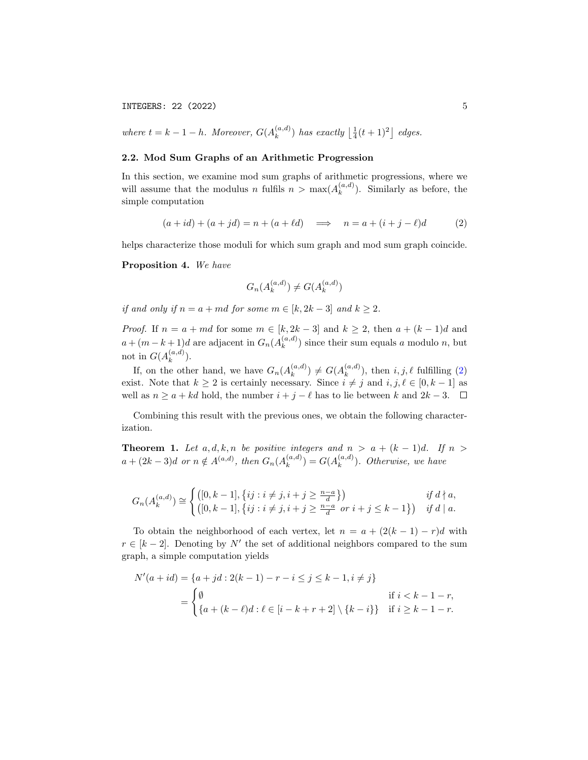*where $t = k - 1 - h$. Moreover, $G(A_k^{(a,d)})$ has exactly $\left\lfloor \frac{1}{4}(t+1)^2 \right\rfloor$ edges.*

### 2.2. Mod Sum Graphs of an Arithmetic Progression

In this section, we examine mod sum graphs of arithmetic progressions, where we will assume that the modulus $n$ fulfils $n > \max(A_k^{(a,d)})$. Similarly as before, the simple computation

$$(a + id) + (a + jd) = n + (a + \ell d) \quad \Longrightarrow \quad n = a + (i + j - \ell)d \tag{2}$$

helps characterize those moduli for which sum graph and mod sum graph coincide.

**Proposition 4.** *We have*

$$G_n(A_k^{(a,d)}) \neq G(A_k^{(a,d)})$$

*if and only if $n = a + md$ for some $m \in [k, 2k-3]$ and $k \geq 2$.*

*Proof.* If $n = a + md$ for some $m \in [k, 2k-3]$ and $k \geq 2$, then $a + (k-1)d$ and $a + (m-k+1)d$ are adjacent in $G_n(A_k^{(a,d)})$ since their sum equals $a$ modulo $n$, but not in $G(A_k^{(a,d)})$.

If, on the other hand, we have $G_n(A_k^{(a,d)}) \neq G(A_k^{(a,d)})$, then $i, j, \ell$ fulfilling (2) exist. Note that $k \geq 2$ is certainly necessary. Since $i \neq j$ and $i, j, \ell \in [0, k-1]$ as well as $n \geq a + kd$ hold, the number $i + j - \ell$ has to lie between $k$ and $2k - 3$. $\square$

Combining this result with the previous ones, we obtain the following characterization.

**Theorem 1.** *Let $a, d, k, n$ be positive integers and $n > a + (k-1)d$. If $n > a + (2k-3)d$ or $n \notin A^{(a,d)}$, then $G_n(A_k^{(a,d)}) = G(A_k^{(a,d)})$. Otherwise, we have*

$$G_n(A_k^{(a,d)}) \cong \begin{cases} \left([0, k-1], \left\{ij : i \neq j, i + j \geq \frac{n-a}{d}\right\}\right) & \text{if } d \nmid a, \\ \left([0, k-1], \left\{ij : i \neq j, i + j \geq \frac{n-a}{d} \text{ or } i + j \leq k - 1\right\}\right) & \text{if } d \mid a. \end{cases}$$

To obtain the neighborhood of each vertex, let $n = a + (2(k-1) - r)d$ with $r \in [k-2]$. Denoting by $N'$ the set of additional neighbors compared to the sum graph, a simple computation yields

$$\begin{aligned} N'(a + id) &= \{a + jd : 2(k-1) - r - i \leq j \leq k - 1, i \neq j\} \\ &= \begin{cases} \emptyset & \text{if } i < k - 1 - r, \\ \{a + (k - \ell)d : \ell \in [i - k + r + 2] \setminus \{k - i\}\} & \text{if } i \geq k - 1 - r. \end{cases} \end{aligned}$$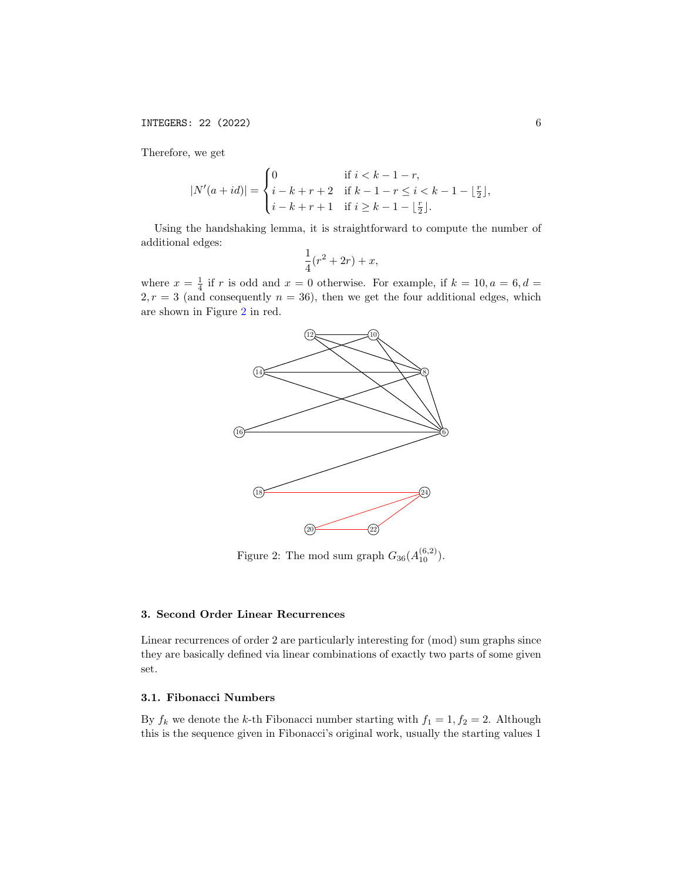Therefore, we get

$$
|N'(a+id)| = \begin{cases} 0 & \text{if } i < k-1-r, \\ i-k+r+2 & \text{if } k-1-r \leq i < k-1-\lfloor \frac{r}{2} \rfloor, \\ i-k+r+1 & \text{if } i \geq k-1-\lfloor \frac{r}{2} \rfloor. \end{cases}
$$

Using the handshaking lemma, it is straightforward to compute the number of additional edges:

$$
\frac{1}{4}(r^2 + 2r) + x,
$$

where $x = \frac{1}{4}$ if $r$ is odd and $x = 0$ otherwise. For example, if $k = 10, a = 6, d = 2, r = 3$ (and consequently $n = 36$), then we get the four additional edges, which are shown in Figure 2 in red.

Figure 2: The mod sum graph $G_{36}(A_{10}^{(6,2)})$.

## 3. Second Order Linear Recurrences

Linear recurrences of order 2 are particularly interesting for (mod) sum graphs since they are basically defined via linear combinations of exactly two parts of some given set.

### 3.1. Fibonacci Numbers

By $f_k$ we denote the $k$-th Fibonacci number starting with $f_1 = 1, f_2 = 2$. Although this is the sequence given in Fibonacci's original work, usually the starting values 1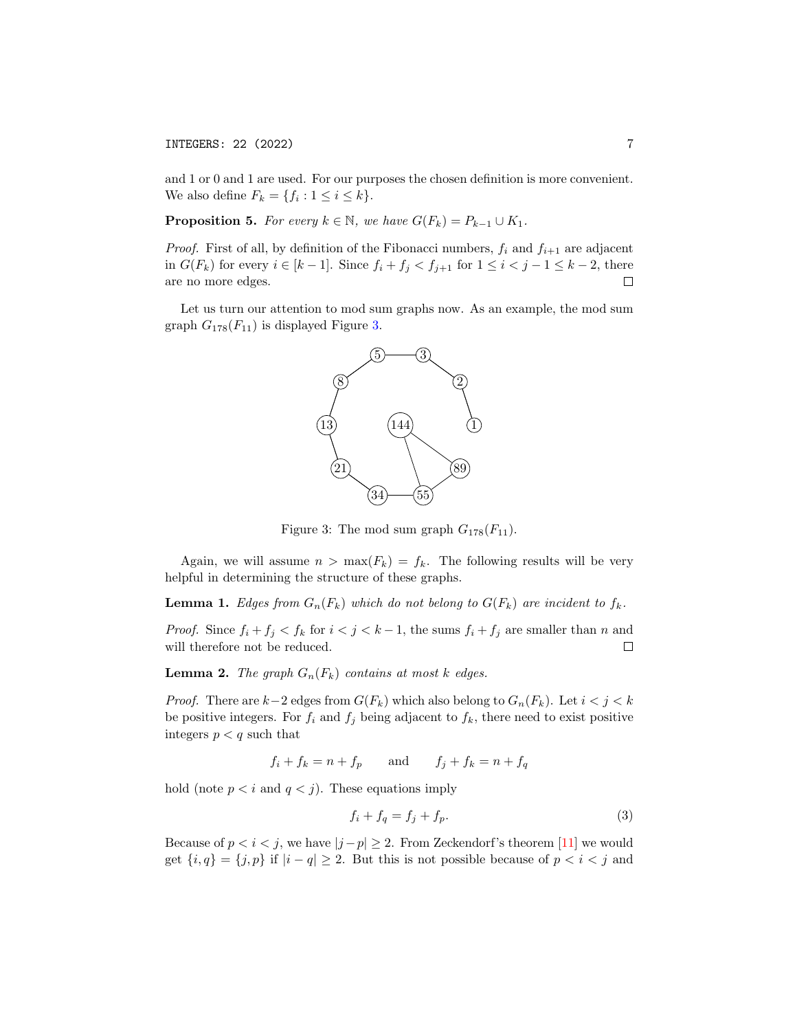and 1 or 0 and 1 are used. For our purposes the chosen definition is more convenient. We also define $F_k = \{f_i : 1 \le i \le k\}$.

**Proposition 5.** *For every $k \in \mathbb{N}$, we have $G(F_k) = P_{k-1} \cup K_1$.*

*Proof.* First of all, by definition of the Fibonacci numbers, $f_i$ and $f_{i+1}$ are adjacent in $G(F_k)$ for every $i \in [k-1]$. Since $f_i + f_j < f_{j+1}$ for $1 \le i < j-1 \le k-2$, there are no more edges. $\square$

Let us turn our attention to mod sum graphs now. As an example, the mod sum graph $G_{178}(F_{11})$ is displayed Figure 3.

Figure 3: The mod sum graph $G_{178}(F_{11})$.

Again, we will assume $n > \max(F_k) = f_k$. The following results will be very helpful in determining the structure of these graphs.

**Lemma 1.** *Edges from $G_n(F_k)$ which do not belong to $G(F_k)$ are incident to $f_k$.*

*Proof.* Since $f_i + f_j < f_k$ for $i < j < k-1$, the sums $f_i + f_j$ are smaller than $n$ and will therefore not be reduced. $\square$

**Lemma 2.** *The graph $G_n(F_k)$ contains at most $k$ edges.*

*Proof.* There are $k-2$ edges from $G(F_k)$ which also belong to $G_n(F_k)$. Let $i < j < k$ be positive integers. For $f_i$ and $f_j$ being adjacent to $f_k$, there need to exist positive integers $p < q$ such that

$$f_i + f_k = n + f_p \qquad \text{and} \qquad f_j + f_k = n + f_q$$

hold (note $p < i$ and $q < j$). These equations imply

$$f_i + f_q = f_j + f_p. \tag{3}$$

Because of $p < i < j$, we have $|j - p| \ge 2$. From Zeckendorf's theorem [11] we would get $\{i, q\} = \{j, p\}$ if $|i - q| \ge 2$. But this is not possible because of $p < i < j$ and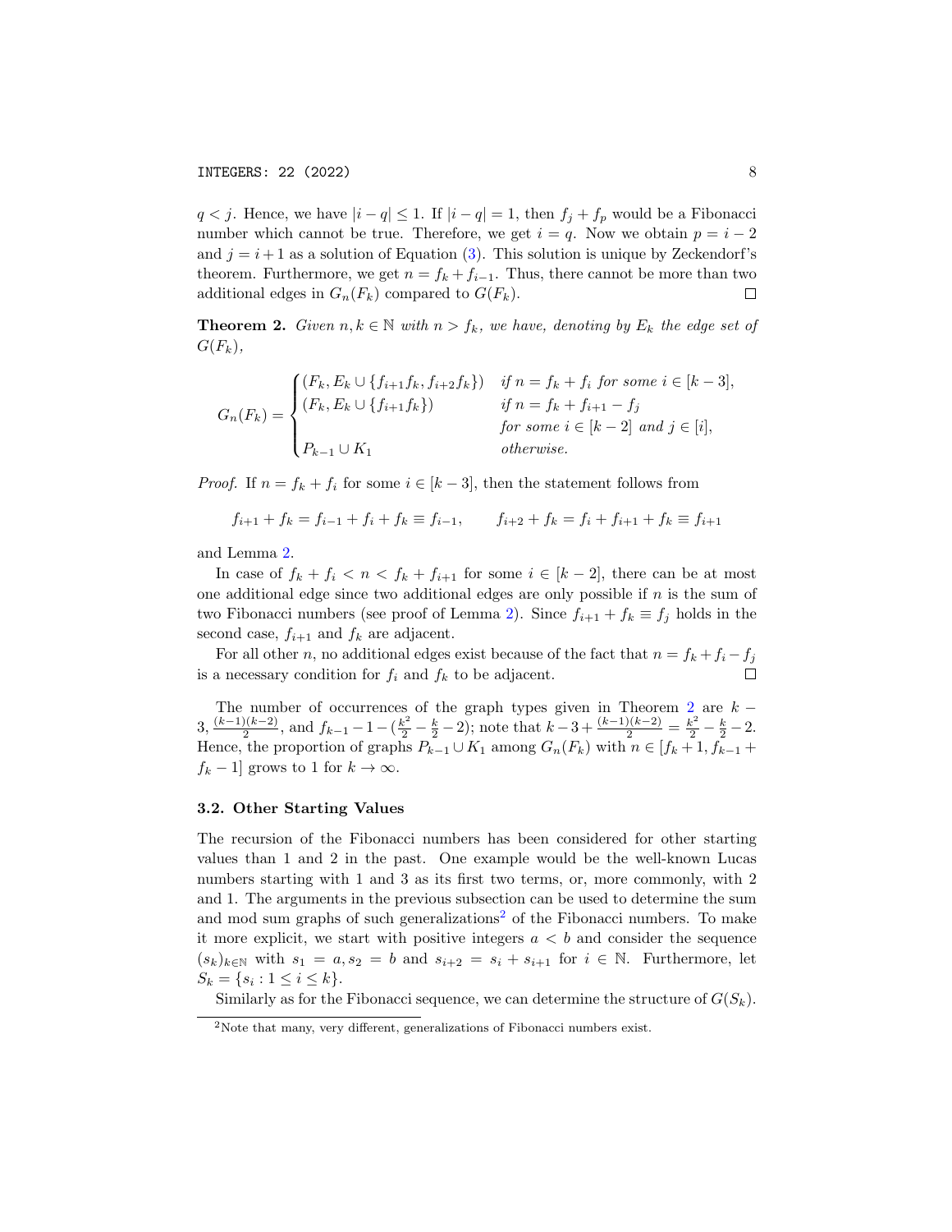$q < j$. Hence, we have $|i - q| \leq 1$. If $|i - q| = 1$, then $f_j + f_p$ would be a Fibonacci number which cannot be true. Therefore, we get $i = q$. Now we obtain $p = i - 2$ and $j = i + 1$ as a solution of Equation (3). This solution is unique by Zeckendorf's theorem. Furthermore, we get $n = f_k + f_{i-1}$. Thus, there cannot be more than two additional edges in $G_n(F_k)$ compared to $G(F_k)$. $\square$

**Theorem 2.** *Given $n, k \in \mathbb{N}$ with $n > f_k$, we have, denoting by $E_k$ the edge set of $G(F_k)$,*

$$G_n(F_k) = \begin{cases} (F_k, E_k \cup \{f_{i+1}f_k, f_{i+2}f_k\}) & \text{if } n = f_k + f_i \text{ for some } i \in [k-3], \\ (F_k, E_k \cup \{f_{i+1}f_k\}) & \text{if } n = f_k + f_{i+1} - f_j \\ & \text{for some } i \in [k-2] \text{ and } j \in [i], \\ P_{k-1} \cup K_1 & \text{otherwise.} \end{cases}$$

*Proof.* If $n = f_k + f_i$ for some $i \in [k-3]$, then the statement follows from

$$f_{i+1} + f_k = f_{i-1} + f_i + f_k \equiv f_{i-1}, \qquad f_{i+2} + f_k = f_i + f_{i+1} + f_k \equiv f_{i+1}$$

and Lemma 2.

In case of $f_k + f_i < n < f_k + f_{i+1}$ for some $i \in [k-2]$, there can be at most one additional edge since two additional edges are only possible if $n$ is the sum of two Fibonacci numbers (see proof of Lemma 2). Since $f_{i+1} + f_k \equiv f_j$ holds in the second case, $f_{i+1}$ and $f_k$ are adjacent.

For all other $n$, no additional edges exist because of the fact that $n = f_k + f_i - f_j$ is a necessary condition for $f_i$ and $f_k$ to be adjacent. $\square$

The number of occurrences of the graph types given in Theorem 2 are $k - 3$, $\frac{(k-1)(k-2)}{2}$, and $f_{k-1} - 1 - (\frac{k^2}{2} - \frac{k}{2} - 2)$; note that $k - 3 + \frac{(k-1)(k-2)}{2} = \frac{k^2}{2} - \frac{k}{2} - 2$. Hence, the proportion of graphs $P_{k-1} \cup K_1$ among $G_n(F_k)$ with $n \in [f_k + 1, f_{k-1} + f_k - 1]$ grows to 1 for $k \to \infty$.

### 3.2. Other Starting Values

The recursion of the Fibonacci numbers has been considered for other starting values than 1 and 2 in the past. One example would be the well-known Lucas numbers starting with 1 and 3 as its first two terms, or, more commonly, with 2 and 1. The arguments in the previous subsection can be used to determine the sum and mod sum graphs of such generalizations[2] of the Fibonacci numbers. To make it more explicit, we start with positive integers $a < b$ and consider the sequence $(s_k)_{k \in \mathbb{N}}$ with $s_1 = a, s_2 = b$ and $s_{i+2} = s_i + s_{i+1}$ for $i \in \mathbb{N}$. Furthermore, let $S_k = \{s_i : 1 \leq i \leq k\}$.

Similarly as for the Fibonacci sequence, we can determine the structure of $G(S_k)$.

[2] Note that many, very different, generalizations of Fibonacci numbers exist.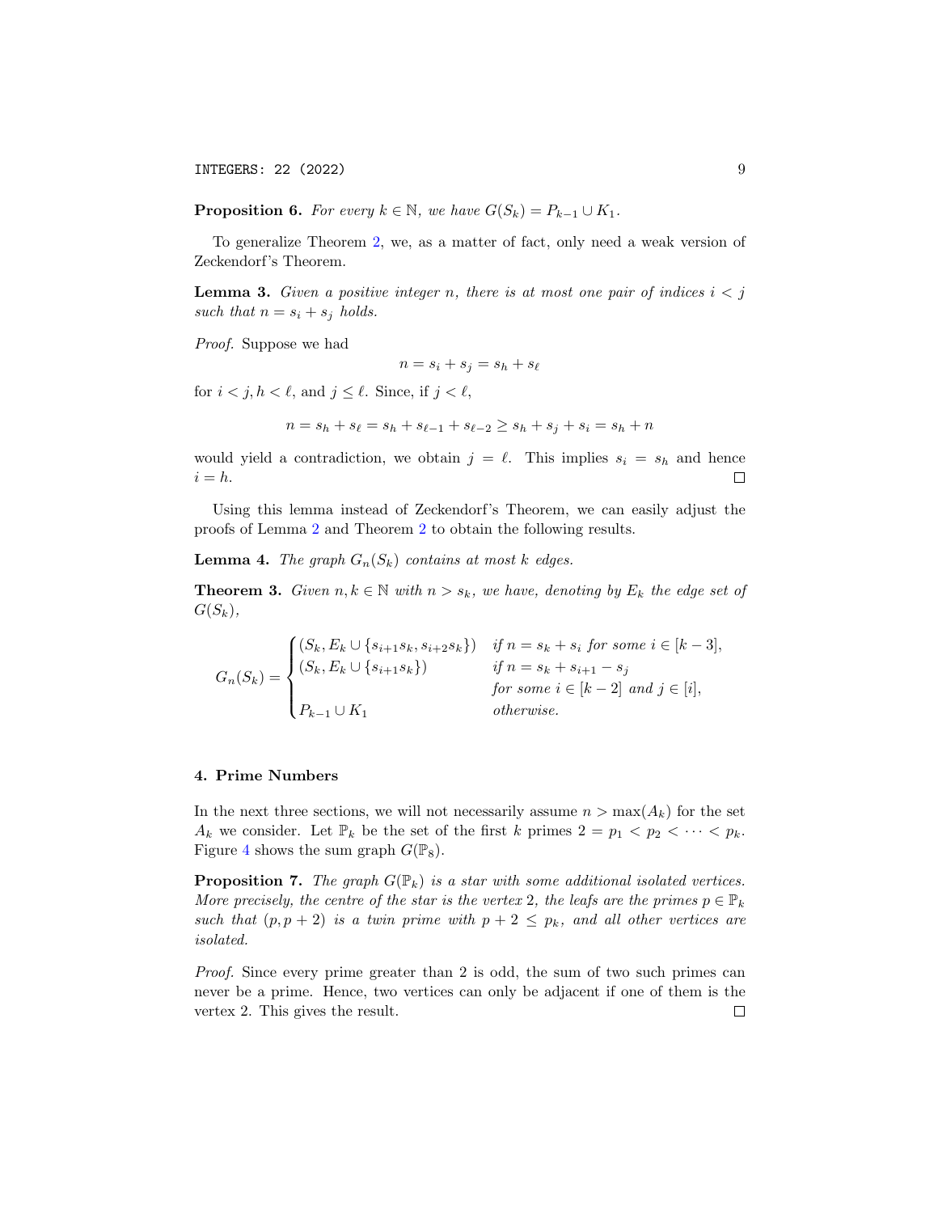**Proposition 6.** *For every $k \in \mathbb{N}$, we have $G(S_k) = P_{k-1} \cup K_1$.*

To generalize Theorem 2, we, as a matter of fact, only need a weak version of Zeckendorf's Theorem.

**Lemma 3.** *Given a positive integer $n$, there is at most one pair of indices $i < j$ such that $n = s_i + s_j$ holds.*

*Proof.* Suppose we had

$$n = s_i + s_j = s_h + s_\ell$$

for $i < j, h < \ell$, and $j \leq \ell$. Since, if $j < \ell$,

$$n = s_h + s_\ell = s_h + s_{\ell-1} + s_{\ell-2} \geq s_h + s_j + s_i = s_h + n$$

would yield a contradiction, we obtain $j = \ell$. This implies $s_i = s_h$ and hence $i = h$. □

Using this lemma instead of Zeckendorf's Theorem, we can easily adjust the proofs of Lemma 2 and Theorem 2 to obtain the following results.

**Lemma 4.** *The graph $G_n(S_k)$ contains at most $k$ edges.*

**Theorem 3.** *Given $n, k \in \mathbb{N}$ with $n > s_k$, we have, denoting by $E_k$ the edge set of $G(S_k)$,*

$$G_n(S_k) = \begin{cases} (S_k, E_k \cup \{s_{i+1}s_k, s_{i+2}s_k\}) & \text{if } n = s_k + s_i \text{ for some } i \in [k-3], \\ (S_k, E_k \cup \{s_{i+1}s_k\}) & \text{if } n = s_k + s_{i+1} - s_j \\ & \text{for some } i \in [k-2] \text{ and } j \in [i], \\ P_{k-1} \cup K_1 & \text{otherwise.} \end{cases}$$

## 4. Prime Numbers

In the next three sections, we will not necessarily assume $n > \max(A_k)$ for the set $A_k$ we consider. Let $\mathbb{P}_k$ be the set of the first $k$ primes $2 = p_1 < p_2 < \cdots < p_k$. Figure 4 shows the sum graph $G(\mathbb{P}_8)$.

**Proposition 7.** *The graph $G(\mathbb{P}_k)$ is a star with some additional isolated vertices. More precisely, the centre of the star is the vertex 2, the leafs are the primes $p \in \mathbb{P}_k$ such that $(p, p+2)$ is a twin prime with $p + 2 \leq p_k$, and all other vertices are isolated.*

*Proof.* Since every prime greater than 2 is odd, the sum of two such primes can never be a prime. Hence, two vertices can only be adjacent if one of them is the vertex 2. This gives the result. □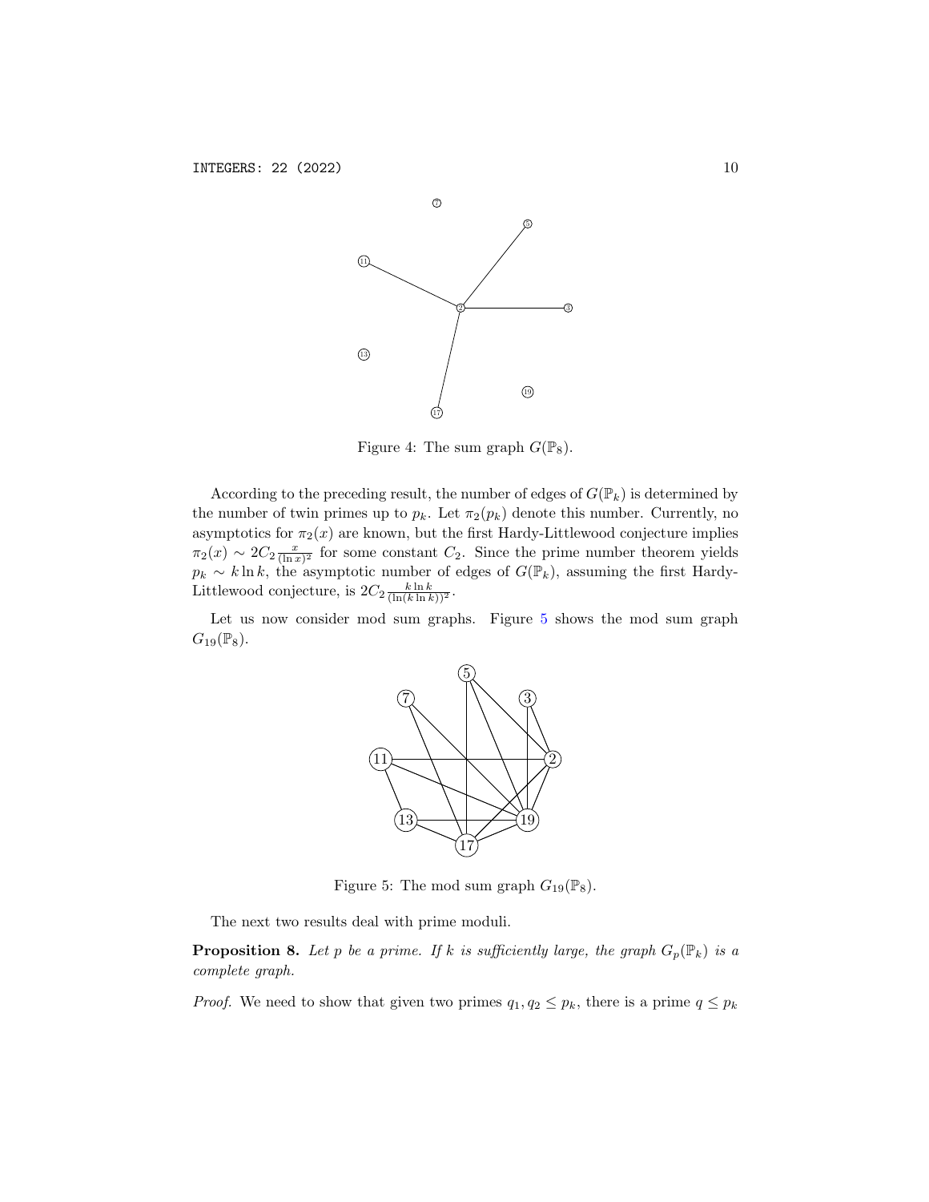Figure 4: The sum graph $G(\mathbb{P}_8)$.

According to the preceding result, the number of edges of $G(\mathbb{P}_k)$ is determined by the number of twin primes up to $p_k$. Let $\pi_2(p_k)$ denote this number. Currently, no asymptotics for $\pi_2(x)$ are known, but the first Hardy-Littlewood conjecture implies $\pi_2(x) \sim 2C_2 \frac{x}{(\ln x)^2}$ for some constant $C_2$. Since the prime number theorem yields $p_k \sim k \ln k$, the asymptotic number of edges of $G(\mathbb{P}_k)$, assuming the first Hardy-Littlewood conjecture, is $2C_2 \frac{k \ln k}{(\ln(k \ln k))^2}$.

Let us now consider mod sum graphs. Figure 5 shows the mod sum graph $G_{19}(\mathbb{P}_8)$.

Figure 5: The mod sum graph $G_{19}(\mathbb{P}_8)$.

The next two results deal with prime moduli.

**Proposition 8.** *Let $p$ be a prime. If $k$ is sufficiently large, the graph $G_p(\mathbb{P}_k)$ is a complete graph.*

*Proof.* We need to show that given two primes $q_1, q_2 \leq p_k$, there is a prime $q \leq p_k$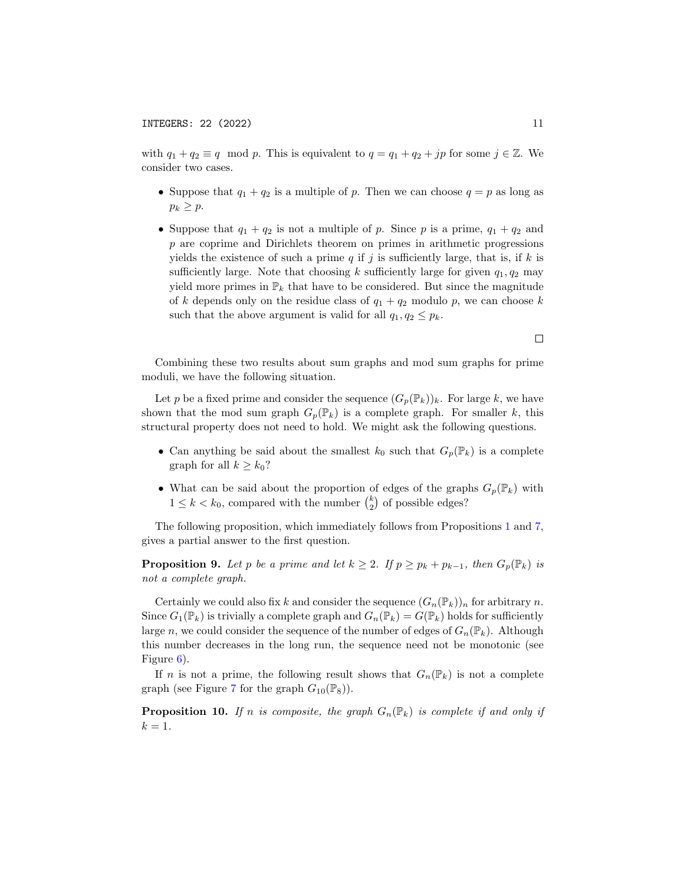with $q_1 + q_2 \equiv q \mod p$. This is equivalent to $q = q_1 + q_2 + jp$ for some $j \in \mathbb{Z}$. We consider two cases.

- Suppose that $q_1 + q_2$ is a multiple of $p$. Then we can choose $q = p$ as long as $p_k \geq p$.
- Suppose that $q_1 + q_2$ is not a multiple of $p$. Since $p$ is a prime, $q_1 + q_2$ and $p$ are coprime and Dirichlets theorem on primes in arithmetic progressions yields the existence of such a prime $q$ if $j$ is sufficiently large, that is, if $k$ is sufficiently large. Note that choosing $k$ sufficiently large for given $q_1, q_2$ may yield more primes in $\mathbb{P}_k$ that have to be considered. But since the magnitude of $k$ depends only on the residue class of $q_1 + q_2$ modulo $p$, we can choose $k$ such that the above argument is valid for all $q_1, q_2 \leq p_k$.

□

Combining these two results about sum graphs and mod sum graphs for prime moduli, we have the following situation.

Let $p$ be a fixed prime and consider the sequence $(G_p(\mathbb{P}_k))_k$. For large $k$, we have shown that the mod sum graph $G_p(\mathbb{P}_k)$ is a complete graph. For smaller $k$, this structural property does not need to hold. We might ask the following questions.

- Can anything be said about the smallest $k_0$ such that $G_p(\mathbb{P}_k)$ is a complete graph for all $k \geq k_0$?
- What can be said about the proportion of edges of the graphs $G_p(\mathbb{P}_k)$ with $1 \leq k < k_0$, compared with the number $\binom{k}{2}$ of possible edges?

The following proposition, which immediately follows from Propositions 1 and 7, gives a partial answer to the first question.

**Proposition 9.** *Let $p$ be a prime and let $k \geq 2$. If $p \geq p_k + p_{k-1}$, then $G_p(\mathbb{P}_k)$ is not a complete graph.*

Certainly we could also fix $k$ and consider the sequence $(G_n(\mathbb{P}_k))_n$ for arbitrary $n$. Since $G_1(\mathbb{P}_k)$ is trivially a complete graph and $G_n(\mathbb{P}_k) = G(\mathbb{P}_k)$ holds for sufficiently large $n$, we could consider the sequence of the number of edges of $G_n(\mathbb{P}_k)$. Although this number decreases in the long run, the sequence need not be monotonic (see Figure 6).

If $n$ is not a prime, the following result shows that $G_n(\mathbb{P}_k)$ is not a complete graph (see Figure 7 for the graph $G_{10}(\mathbb{P}_8)$).

**Proposition 10.** *If $n$ is composite, the graph $G_n(\mathbb{P}_k)$ is complete if and only if $k = 1$.*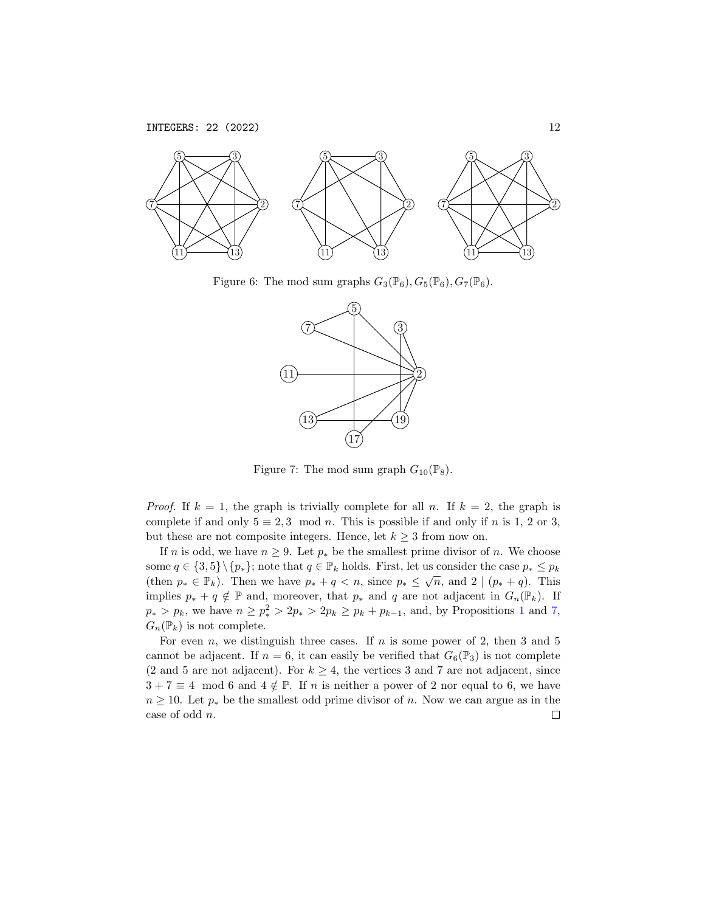Figure 6: The mod sum graphs $G_3(\mathbb{P}_6), G_5(\mathbb{P}_6), G_7(\mathbb{P}_6)$.

Figure 7: The mod sum graph $G_{10}(\mathbb{P}_8)$.

*Proof.* If $k = 1$, the graph is trivially complete for all $n$. If $k = 2$, the graph is complete if and only $5 \equiv 2, 3 \mod n$. This is possible if and only if $n$ is 1, 2 or 3, but these are not composite integers. Hence, let $k \geq 3$ from now on.

If $n$ is odd, we have $n \geq 9$. Let $p_*$ be the smallest prime divisor of $n$. We choose some $q \in \{3, 5\} \setminus \{p_*\}$; note that $q \in \mathbb{P}_k$ holds. First, let us consider the case $p_* \leq p_k$ (then $p_* \in \mathbb{P}_k$). Then we have $p_* + q < n$, since $p_* \leq \sqrt{n}$, and $2 \mid (p_* + q)$. This implies $p_* + q \notin \mathbb{P}$ and, moreover, that $p_*$ and $q$ are not adjacent in $G_n(\mathbb{P}_k)$. If $p_* > p_k$, we have $n \geq p_*^2 > 2p_* > 2p_k \geq p_k + p_{k-1}$, and, by Propositions 1 and 7, $G_n(\mathbb{P}_k)$ is not complete.

For even $n$, we distinguish three cases. If $n$ is some power of 2, then 3 and 5 cannot be adjacent. If $n = 6$, it can easily be verified that $G_6(\mathbb{P}_3)$ is not complete (2 and 5 are not adjacent). For $k \geq 4$, the vertices 3 and 7 are not adjacent, since $3 + 7 \equiv 4 \mod 6$ and $4 \notin \mathbb{P}$. If $n$ is neither a power of 2 nor equal to 6, we have $n \geq 10$. Let $p_*$ be the smallest odd prime divisor of $n$. Now we can argue as in the case of odd $n$. $\square$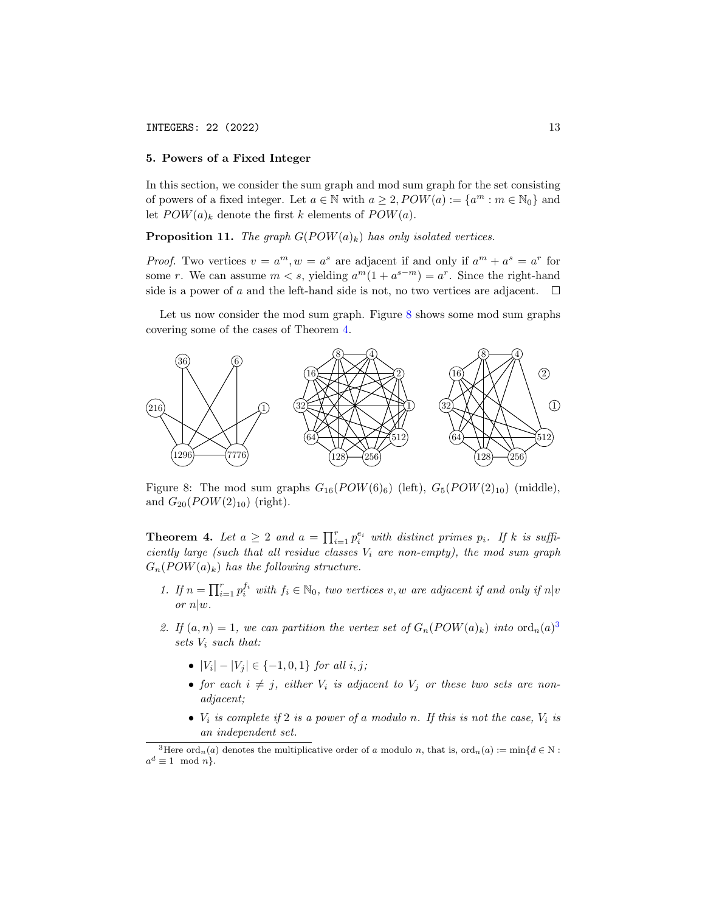## 5. Powers of a Fixed Integer

In this section, we consider the sum graph and mod sum graph for the set consisting of powers of a fixed integer. Let $a \in \mathbb{N}$ with $a \geq 2, POW(a) := \{a^m : m \in \mathbb{N}_0\}$ and let $POW(a)_k$ denote the first $k$ elements of $POW(a)$.

**Proposition 11.** *The graph $G(POW(a)_k)$ has only isolated vertices.*

*Proof.* Two vertices $v = a^m, w = a^s$ are adjacent if and only if $a^m + a^s = a^r$ for some $r$. We can assume $m < s$, yielding $a^m(1 + a^{s-m}) = a^r$. Since the right-hand side is a power of $a$ and the left-hand side is not, no two vertices are adjacent. $\square$

Let us now consider the mod sum graph. Figure 8 shows some mod sum graphs covering some of the cases of Theorem 4.

Figure 8: The mod sum graphs $G_{16}(POW(6)_6)$ (left), $G_5(POW(2)_{10})$ (middle), and $G_{20}(POW(2)_{10})$ (right).

**Theorem 4.** *Let $a \geq 2$ and $a = \prod_{i=1}^{r} p_i^{e_i}$ with distinct primes $p_i$. If $k$ is sufficiently large (such that all residue classes $V_i$ are non-empty), the mod sum graph $G_n(POW(a)_k)$ has the following structure.*

1. *If $n = \prod_{i=1}^{r} p_i^{f_i}$ with $f_i \in \mathbb{N}_0$, two vertices $v, w$ are adjacent if and only if $n|v$ or $n|w$.*

2. *If $(a, n) = 1$, we can partition the vertex set of $G_n(POW(a)_k)$ into $\operatorname{ord}_n(a)$[3] sets $V_i$ such that:*

   - *$|V_i| - |V_j| \in \{-1, 0, 1\}$ for all $i, j$;*
   - *for each $i \neq j$, either $V_i$ is adjacent to $V_j$ or these two sets are non-adjacent;*
   - *$V_i$ is complete if 2 is a power of $a$ modulo $n$. If this is not the case, $V_i$ is an independent set.*

[3] Here $\operatorname{ord}_n(a)$ denotes the multiplicative order of $a$ modulo $n$, that is, $\operatorname{ord}_n(a) := \min\{d \in \mathbb{N} : a^d \equiv 1 \mod n\}$.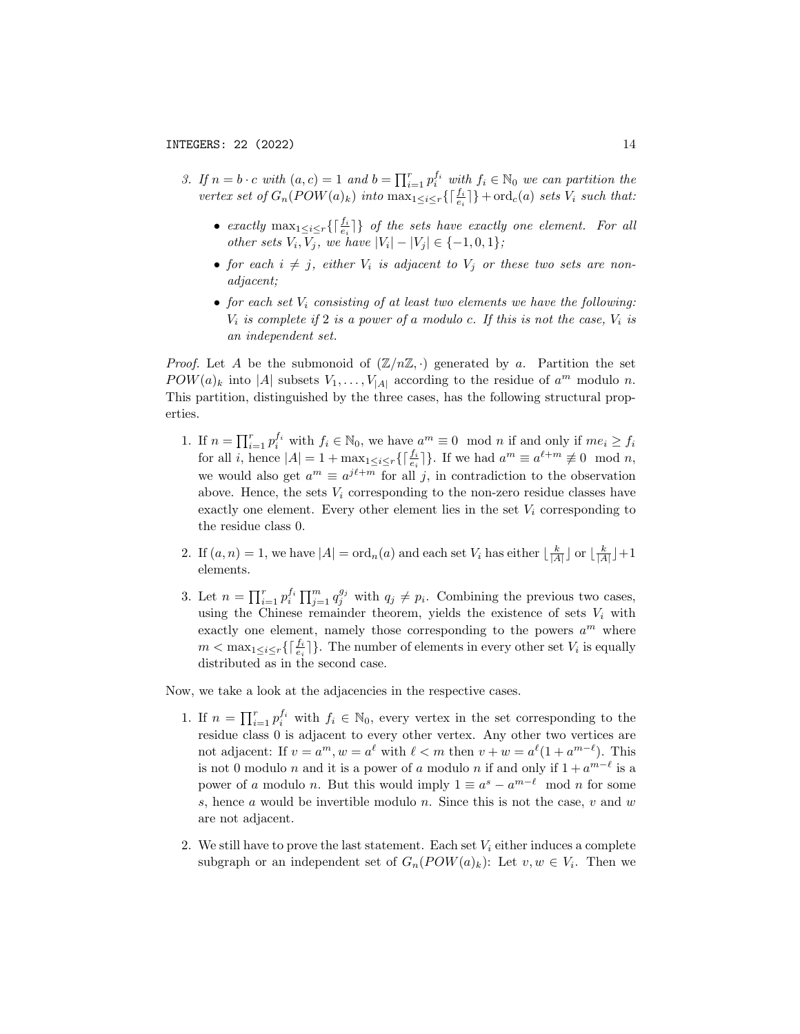3. *If $n = b \cdot c$ with $(a, c) = 1$ and $b = \prod_{i=1}^{r} p_i^{f_i}$ with $f_i \in \mathbb{N}_0$ we can partition the vertex set of $G_n(POW(a)_k)$ into $\max_{1 \le i \le r}\{\lceil \frac{f_i}{e_i} \rceil\} + \text{ord}_c(a)$ sets $V_i$ such that:*

   - *exactly $\max_{1 \le i \le r}\{\lceil \frac{f_i}{e_i} \rceil\}$ of the sets have exactly one element. For all other sets $V_i, V_j$, we have $|V_i| - |V_j| \in \{-1, 0, 1\}$;*
   - *for each $i \neq j$, either $V_i$ is adjacent to $V_j$ or these two sets are non-adjacent;*
   - *for each set $V_i$ consisting of at least two elements we have the following: $V_i$ is complete if $2$ is a power of $a$ modulo $c$. If this is not the case, $V_i$ is an independent set.*

*Proof.* Let $A$ be the submonoid of $(\mathbb{Z}/n\mathbb{Z}, \cdot)$ generated by $a$. Partition the set $POW(a)_k$ into $|A|$ subsets $V_1, \dots, V_{|A|}$ according to the residue of $a^m$ modulo $n$. This partition, distinguished by the three cases, has the following structural properties.

1. If $n = \prod_{i=1}^{r} p_i^{f_i}$ with $f_i \in \mathbb{N}_0$, we have $a^m \equiv 0 \mod n$ if and only if $me_i \ge f_i$ for all $i$, hence $|A| = 1 + \max_{1 \le i \le r}\{\lceil \frac{f_i}{e_i} \rceil\}$. If we had $a^m \equiv a^{\ell + m} \not\equiv 0 \mod n$, we would also get $a^m \equiv a^{j\ell + m}$ for all $j$, in contradiction to the observation above. Hence, the sets $V_i$ corresponding to the non-zero residue classes have exactly one element. Every other element lies in the set $V_i$ corresponding to the residue class 0.
2. If $(a, n) = 1$, we have $|A| = \text{ord}_n(a)$ and each set $V_i$ has either $\lfloor \frac{k}{|A|} \rfloor$ or $\lfloor \frac{k}{|A|} \rfloor + 1$ elements.
3. Let $n = \prod_{i=1}^{r} p_i^{f_i} \prod_{j=1}^{m} q_j^{g_j}$ with $q_j \neq p_i$. Combining the previous two cases, using the Chinese remainder theorem, yields the existence of sets $V_i$ with exactly one element, namely those corresponding to the powers $a^m$ where $m < \max_{1 \le i \le r}\{\lceil \frac{f_i}{e_i} \rceil\}$. The number of elements in every other set $V_i$ is equally distributed as in the second case.

Now, we take a look at the adjacencies in the respective cases.

1. If $n = \prod_{i=1}^{r} p_i^{f_i}$ with $f_i \in \mathbb{N}_0$, every vertex in the set corresponding to the residue class 0 is adjacent to every other vertex. Any other two vertices are not adjacent: If $v = a^m, w = a^\ell$ with $\ell < m$ then $v + w = a^\ell(1 + a^{m-\ell})$. This is not 0 modulo $n$ and it is a power of $a$ modulo $n$ if and only if $1 + a^{m-\ell}$ is a power of $a$ modulo $n$. But this would imply $1 \equiv a^s - a^{m-\ell} \mod n$ for some $s$, hence $a$ would be invertible modulo $n$. Since this is not the case, $v$ and $w$ are not adjacent.
2. We still have to prove the last statement. Each set $V_i$ either induces a complete subgraph or an independent set of $G_n(POW(a)_k)$: Let $v, w \in V_i$. Then we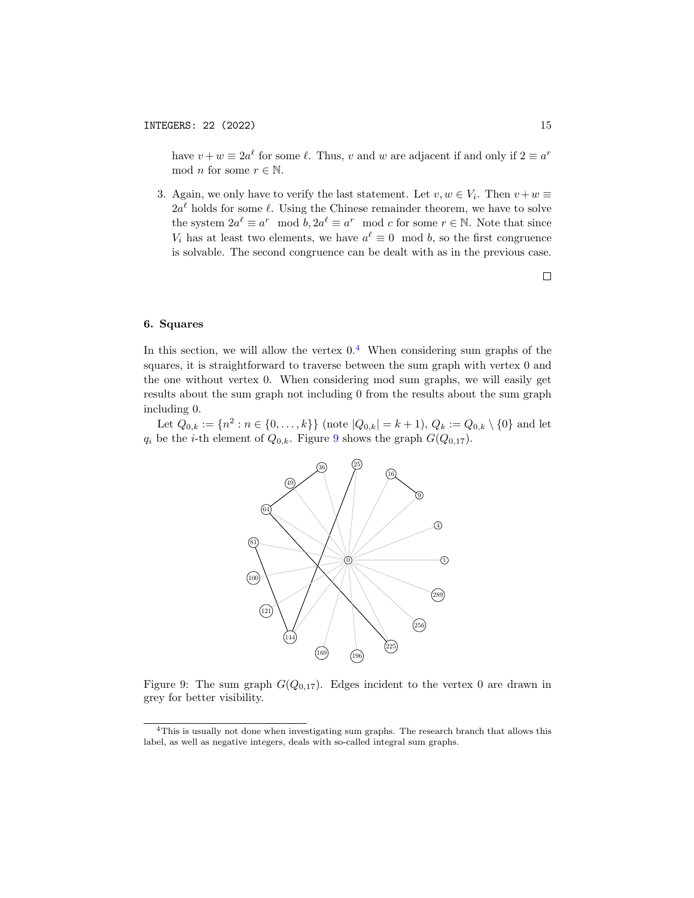have $v + w \equiv 2a^\ell$ for some $\ell$. Thus, $v$ and $w$ are adjacent if and only if $2 \equiv a^r \mod n$ for some $r \in \mathbb{N}$.

3. Again, we only have to verify the last statement. Let $v, w \in V_i$. Then $v + w \equiv 2a^\ell$ holds for some $\ell$. Using the Chinese remainder theorem, we have to solve the system $2a^\ell \equiv a^r \mod b, 2a^\ell \equiv a^r \mod c$ for some $r \in \mathbb{N}$. Note that since $V_i$ has at least two elements, we have $a^\ell \equiv 0 \mod b$, so the first congruence is solvable. The second congruence can be dealt with as in the previous case.

□

## 6. Squares

In this section, we will allow the vertex 0.[4] When considering sum graphs of the squares, it is straightforward to traverse between the sum graph with vertex 0 and the one without vertex 0. When considering mod sum graphs, we will easily get results about the sum graph not including 0 from the results about the sum graph including 0.

Let $Q_{0,k} := \{n^2 : n \in \{0, \ldots, k\}\}$ (note $|Q_{0,k}| = k + 1$), $Q_k := Q_{0,k} \setminus \{0\}$ and let $q_i$ be the $i$-th element of $Q_{0,k}$. Figure 9 shows the graph $G(Q_{0,17})$.

Figure 9: The sum graph $G(Q_{0,17})$. Edges incident to the vertex 0 are drawn in grey for better visibility.

[4] This is usually not done when investigating sum graphs. The research branch that allows this label, as well as negative integers, deals with so-called integral sum graphs.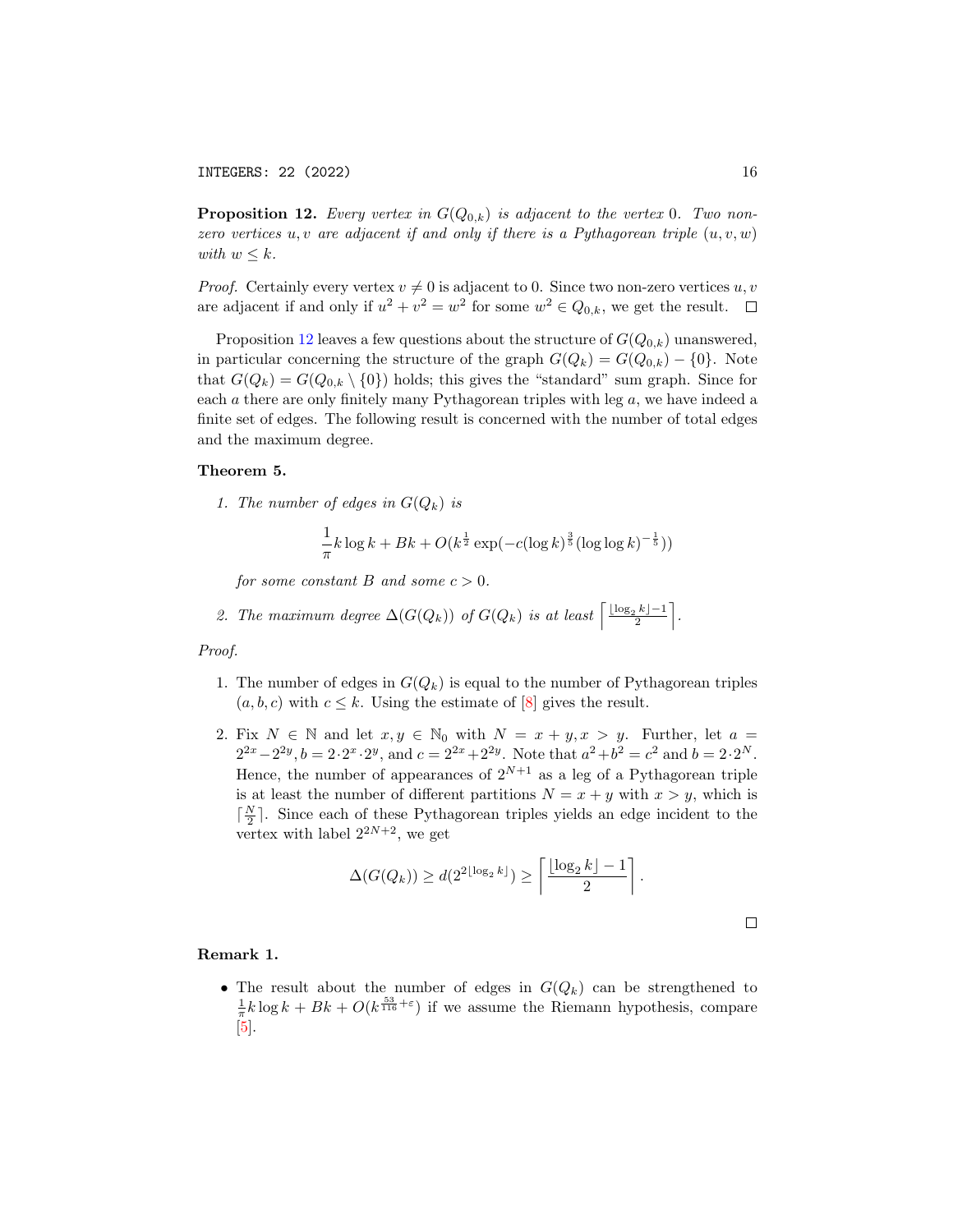**Proposition 12.** *Every vertex in $G(Q_{0,k})$ is adjacent to the vertex 0. Two non-zero vertices $u, v$ are adjacent if and only if there is a Pythagorean triple $(u, v, w)$ with $w \leq k$.*

*Proof.* Certainly every vertex $v \neq 0$ is adjacent to 0. Since two non-zero vertices $u, v$ are adjacent if and only if $u^2 + v^2 = w^2$ for some $w^2 \in Q_{0,k}$, we get the result. $\square$

Proposition 12 leaves a few questions about the structure of $G(Q_{0,k})$ unanswered, in particular concerning the structure of the graph $G(Q_k) = G(Q_{0,k}) - \{0\}$. Note that $G(Q_k) = G(Q_{0,k} \setminus \{0\})$ holds; this gives the "standard" sum graph. Since for each $a$ there are only finitely many Pythagorean triples with leg $a$, we have indeed a finite set of edges. The following result is concerned with the number of total edges and the maximum degree.

**Theorem 5.**

1. *The number of edges in $G(Q_k)$ is*
$$\frac{1}{\pi} k \log k + Bk + O(k^{\frac{1}{2}} \exp(-c(\log k)^{\frac{3}{5}} (\log \log k)^{-\frac{1}{5}}))$$
*for some constant $B$ and some $c > 0$.*

2. *The maximum degree $\Delta(G(Q_k))$ of $G(Q_k)$ is at least $\left\lceil \frac{\lfloor \log_2 k \rfloor - 1}{2} \right\rceil$.*

*Proof.*

1. The number of edges in $G(Q_k)$ is equal to the number of Pythagorean triples $(a, b, c)$ with $c \leq k$. Using the estimate of [8] gives the result.

2. Fix $N \in \mathbb{N}$ and let $x, y \in \mathbb{N}_0$ with $N = x + y, x > y$. Further, let $a = 2^{2x} - 2^{2y}, b = 2 \cdot 2^x \cdot 2^y$, and $c = 2^{2x} + 2^{2y}$. Note that $a^2 + b^2 = c^2$ and $b = 2 \cdot 2^N$. Hence, the number of appearances of $2^{N+1}$ as a leg of a Pythagorean triple is at least the number of different partitions $N = x + y$ with $x > y$, which is $\lceil \frac{N}{2} \rceil$. Since each of these Pythagorean triples yields an edge incident to the vertex with label $2^{2N+2}$, we get
$$\Delta(G(Q_k)) \geq d(2^{2\lfloor \log_2 k \rfloor}) \geq \left\lceil \frac{\lfloor \log_2 k \rfloor - 1}{2} \right\rceil.$$

$\square$

**Remark 1.**

- The result about the number of edges in $G(Q_k)$ can be strengthened to $\frac{1}{\pi} k \log k + Bk + O(k^{\frac{53}{116} + \varepsilon})$ if we assume the Riemann hypothesis, compare [5].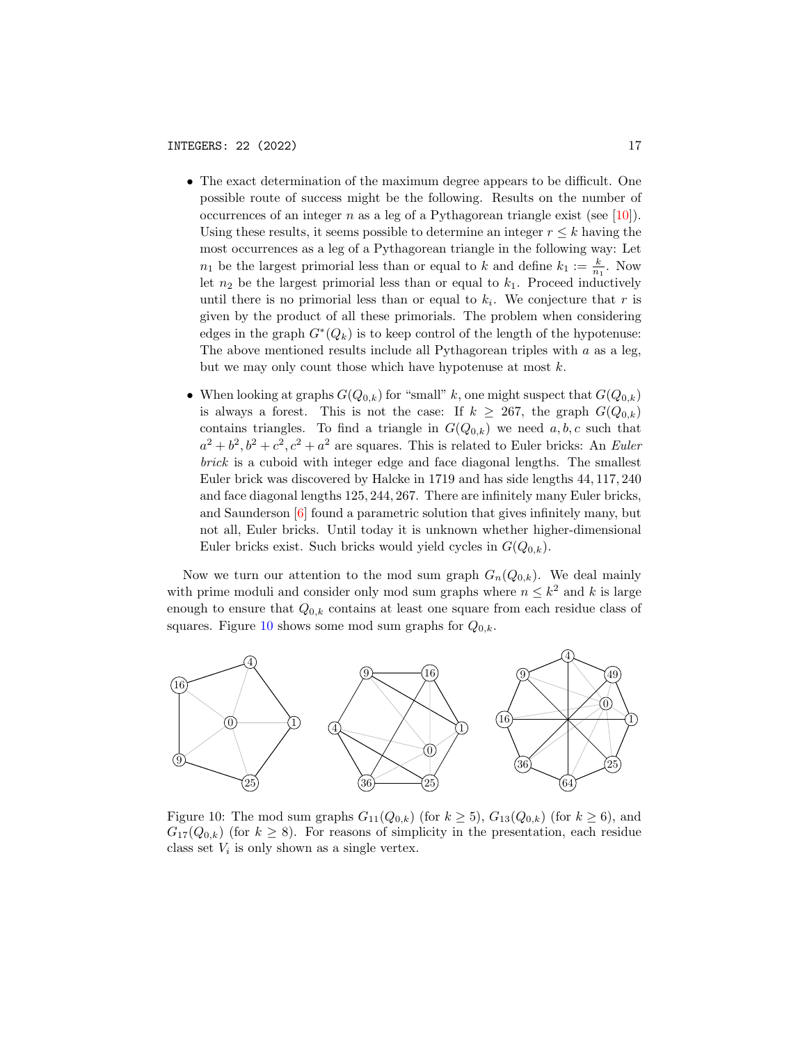- The exact determination of the maximum degree appears to be difficult. One possible route of success might be the following. Results on the number of occurrences of an integer $n$ as a leg of a Pythagorean triangle exist (see [10]). Using these results, it seems possible to determine an integer $r \leq k$ having the most occurrences as a leg of a Pythagorean triangle in the following way: Let $n_1$ be the largest primorial less than or equal to $k$ and define $k_1 := \frac{k}{n_1}$. Now let $n_2$ be the largest primorial less than or equal to $k_1$. Proceed inductively until there is no primorial less than or equal to $k_i$. We conjecture that $r$ is given by the product of all these primorials. The problem when considering edges in the graph $G^*(Q_k)$ is to keep control of the length of the hypotenuse: The above mentioned results include all Pythagorean triples with $a$ as a leg, but we may only count those which have hypotenuse at most $k$.

- When looking at graphs $G(Q_{0,k})$ for "small" $k$, one might suspect that $G(Q_{0,k})$ is always a forest. This is not the case: If $k \geq 267$, the graph $G(Q_{0,k})$ contains triangles. To find a triangle in $G(Q_{0,k})$ we need $a, b, c$ such that $a^2 + b^2, b^2 + c^2, c^2 + a^2$ are squares. This is related to Euler bricks: An *Euler brick* is a cuboid with integer edge and face diagonal lengths. The smallest Euler brick was discovered by Halcke in 1719 and has side lengths $44, 117, 240$ and face diagonal lengths $125, 244, 267$. There are infinitely many Euler bricks, and Saunderson [6] found a parametric solution that gives infinitely many, but not all, Euler bricks. Until today it is unknown whether higher-dimensional Euler bricks exist. Such bricks would yield cycles in $G(Q_{0,k})$.

Now we turn our attention to the mod sum graph $G_n(Q_{0,k})$. We deal mainly with prime moduli and consider only mod sum graphs where $n \leq k^2$ and $k$ is large enough to ensure that $Q_{0,k}$ contains at least one square from each residue class of squares. Figure 10 shows some mod sum graphs for $Q_{0,k}$.

Figure 10: The mod sum graphs $G_{11}(Q_{0,k})$ (for $k \geq 5$), $G_{13}(Q_{0,k})$ (for $k \geq 6$), and $G_{17}(Q_{0,k})$ (for $k \geq 8$). For reasons of simplicity in the presentation, each residue class set $V_i$ is only shown as a single vertex.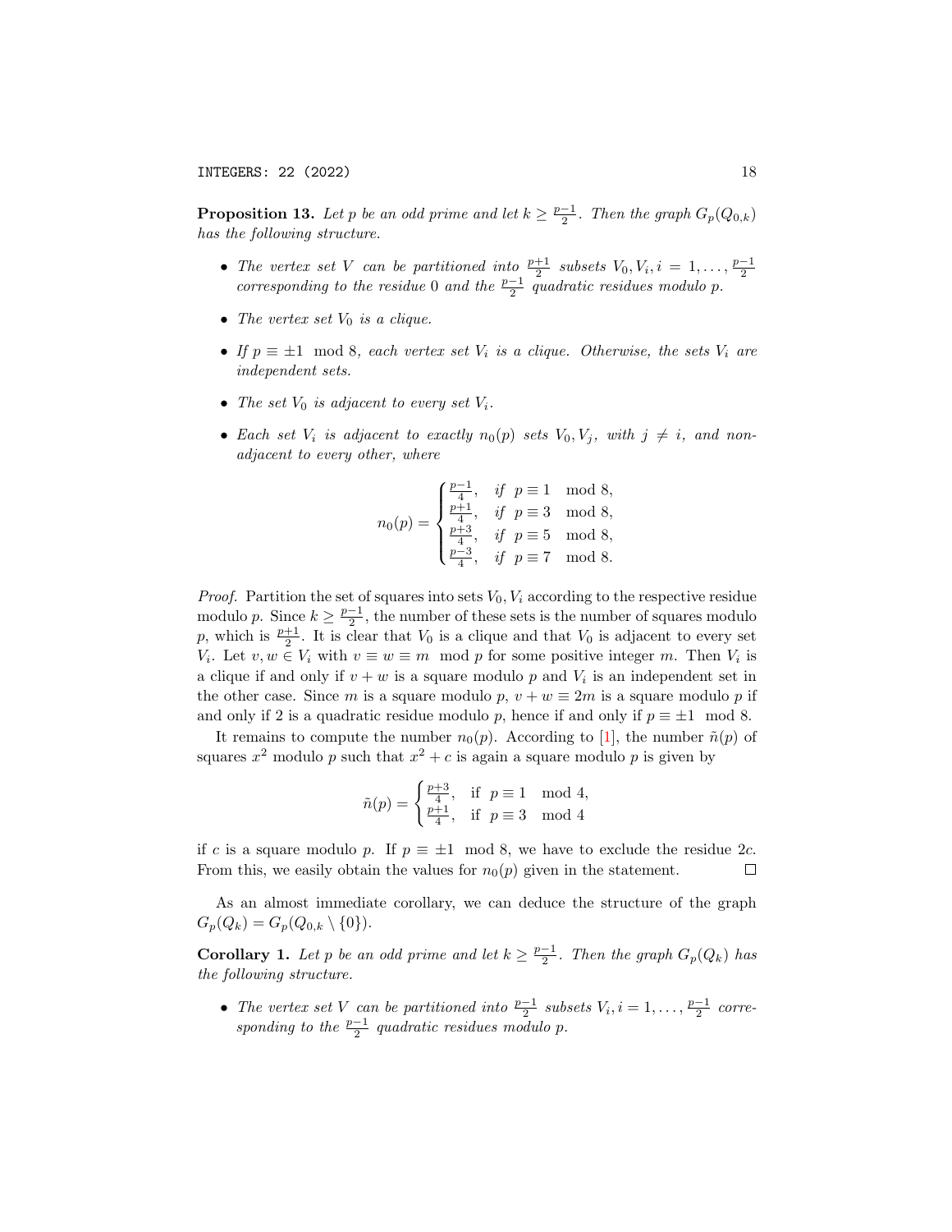**Proposition 13.** *Let $p$ be an odd prime and let $k \geq \frac{p-1}{2}$. Then the graph $G_p(Q_{0,k})$ has the following structure.*

- *The vertex set $V$ can be partitioned into $\frac{p+1}{2}$ subsets $V_0, V_i, i = 1, \ldots, \frac{p-1}{2}$ corresponding to the residue $0$ and the $\frac{p-1}{2}$ quadratic residues modulo $p$.*
- *The vertex set $V_0$ is a clique.*
- *If $p \equiv \pm 1 \mod 8$, each vertex set $V_i$ is a clique. Otherwise, the sets $V_i$ are independent sets.*
- *The set $V_0$ is adjacent to every set $V_i$.*
- *Each set $V_i$ is adjacent to exactly $n_0(p)$ sets $V_0, V_j$, with $j \neq i$, and non-adjacent to every other, where*

$$n_0(p) = \begin{cases} \frac{p-1}{4}, & \text{if } \ p \equiv 1 \mod 8, \\ \frac{p+1}{4}, & \text{if } \ p \equiv 3 \mod 8, \\ \frac{p+3}{4}, & \text{if } \ p \equiv 5 \mod 8, \\ \frac{p-3}{4}, & \text{if } \ p \equiv 7 \mod 8. \end{cases}$$

*Proof.* Partition the set of squares into sets $V_0, V_i$ according to the respective residue modulo $p$. Since $k \geq \frac{p-1}{2}$, the number of these sets is the number of squares modulo $p$, which is $\frac{p+1}{2}$. It is clear that $V_0$ is a clique and that $V_0$ is adjacent to every set $V_i$. Let $v, w \in V_i$ with $v \equiv w \equiv m \mod p$ for some positive integer $m$. Then $V_i$ is a clique if and only if $v + w$ is a square modulo $p$ and $V_i$ is an independent set in the other case. Since $m$ is a square modulo $p$, $v + w \equiv 2m$ is a square modulo $p$ if and only if 2 is a quadratic residue modulo $p$, hence if and only if $p \equiv \pm 1 \mod 8$.

It remains to compute the number $n_0(p)$. According to [1], the number $\tilde{n}(p)$ of squares $x^2$ modulo $p$ such that $x^2 + c$ is again a square modulo $p$ is given by

$$\tilde{n}(p) = \begin{cases} \frac{p+3}{4}, & \text{if } \ p \equiv 1 \mod 4, \\ \frac{p+1}{4}, & \text{if } \ p \equiv 3 \mod 4 \end{cases}$$

if $c$ is a square modulo $p$. If $p \equiv \pm 1 \mod 8$, we have to exclude the residue $2c$. From this, we easily obtain the values for $n_0(p)$ given in the statement. □

As an almost immediate corollary, we can deduce the structure of the graph $G_p(Q_k) = G_p(Q_{0,k} \setminus \{0\})$.

**Corollary 1.** *Let $p$ be an odd prime and let $k \geq \frac{p-1}{2}$. Then the graph $G_p(Q_k)$ has the following structure.*

- *The vertex set $V$ can be partitioned into $\frac{p-1}{2}$ subsets $V_i, i = 1, \ldots, \frac{p-1}{2}$ corresponding to the $\frac{p-1}{2}$ quadratic residues modulo $p$.*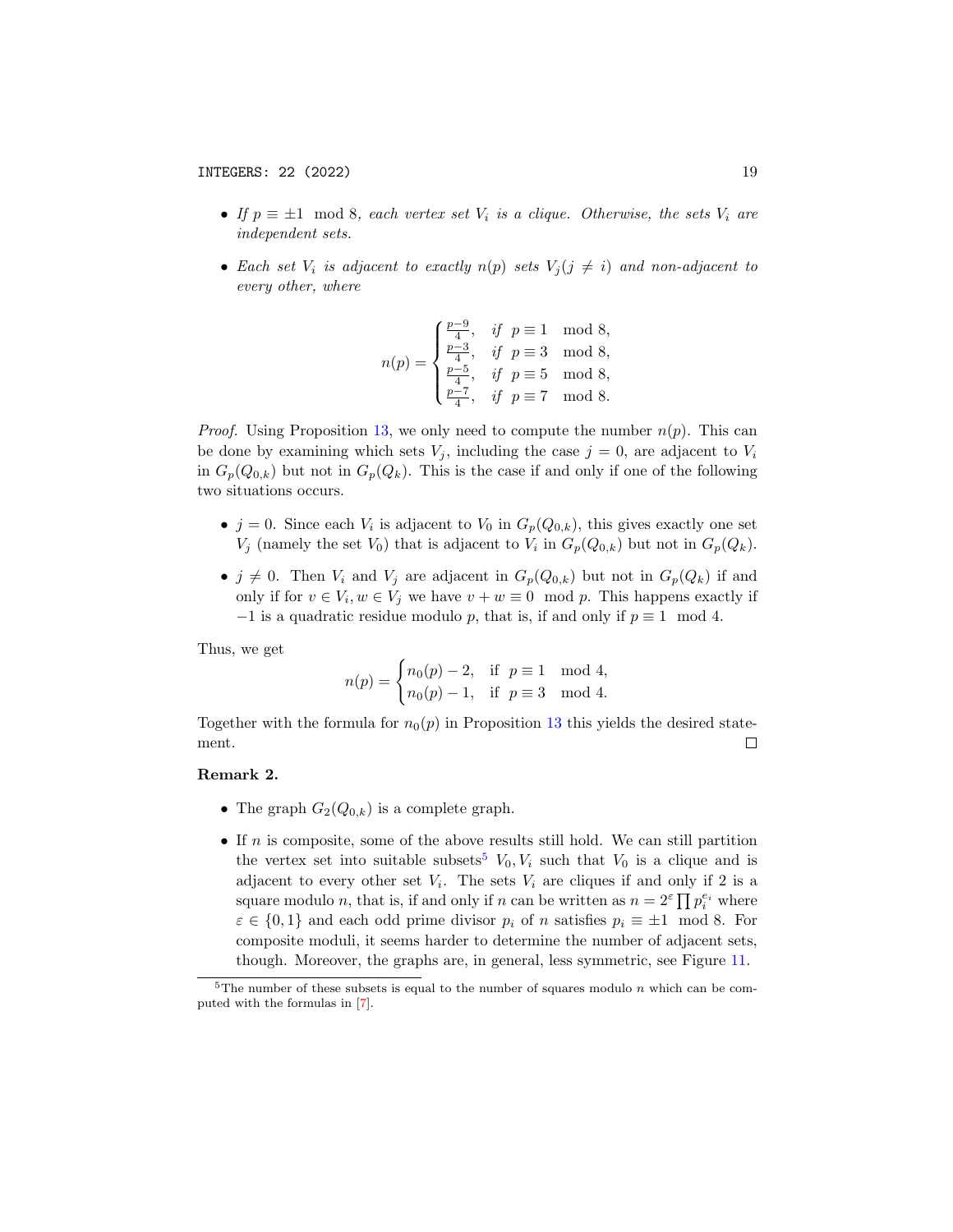- *If $p \equiv \pm 1 \mod 8$, each vertex set $V_i$ is a clique. Otherwise, the sets $V_i$ are independent sets.*
- *Each set $V_i$ is adjacent to exactly $n(p)$ sets $V_j (j \neq i)$ and non-adjacent to every other, where*

$$n(p) = \begin{cases} \frac{p-9}{4}, & \text{if } \ p \equiv 1 \mod 8, \\ \frac{p-3}{4}, & \text{if } \ p \equiv 3 \mod 8, \\ \frac{p-5}{4}, & \text{if } \ p \equiv 5 \mod 8, \\ \frac{p-7}{4}, & \text{if } \ p \equiv 7 \mod 8. \end{cases}$$

*Proof.* Using Proposition 13, we only need to compute the number $n(p)$. This can be done by examining which sets $V_j$, including the case $j = 0$, are adjacent to $V_i$ in $G_p(Q_{0,k})$ but not in $G_p(Q_k)$. This is the case if and only if one of the following two situations occurs.

- $j = 0$. Since each $V_i$ is adjacent to $V_0$ in $G_p(Q_{0,k})$, this gives exactly one set $V_j$ (namely the set $V_0$) that is adjacent to $V_i$ in $G_p(Q_{0,k})$ but not in $G_p(Q_k)$.
- $j \neq 0$. Then $V_i$ and $V_j$ are adjacent in $G_p(Q_{0,k})$ but not in $G_p(Q_k)$ if and only if for $v \in V_i, w \in V_j$ we have $v + w \equiv 0 \mod p$. This happens exactly if $-1$ is a quadratic residue modulo $p$, that is, if and only if $p \equiv 1 \mod 4$.

Thus, we get

$$n(p) = \begin{cases} n_0(p) - 2, & \text{if } \ p \equiv 1 \mod 4, \\ n_0(p) - 1, & \text{if } \ p \equiv 3 \mod 4. \end{cases}$$

Together with the formula for $n_0(p)$ in Proposition 13 this yields the desired statement. □

**Remark 2.**

- The graph $G_2(Q_{0,k})$ is a complete graph.
- If $n$ is composite, some of the above results still hold. We can still partition the vertex set into suitable subsets[5] $V_0, V_i$ such that $V_0$ is a clique and is adjacent to every other set $V_i$. The sets $V_i$ are cliques if and only if 2 is a square modulo $n$, that is, if and only if $n$ can be written as $n = 2^\varepsilon \prod p_i^{e_i}$ where $\varepsilon \in \{0, 1\}$ and each odd prime divisor $p_i$ of $n$ satisfies $p_i \equiv \pm 1 \mod 8$. For composite moduli, it seems harder to determine the number of adjacent sets, though. Moreover, the graphs are, in general, less symmetric, see Figure 11.

[5] The number of these subsets is equal to the number of squares modulo $n$ which can be computed with the formulas in [7].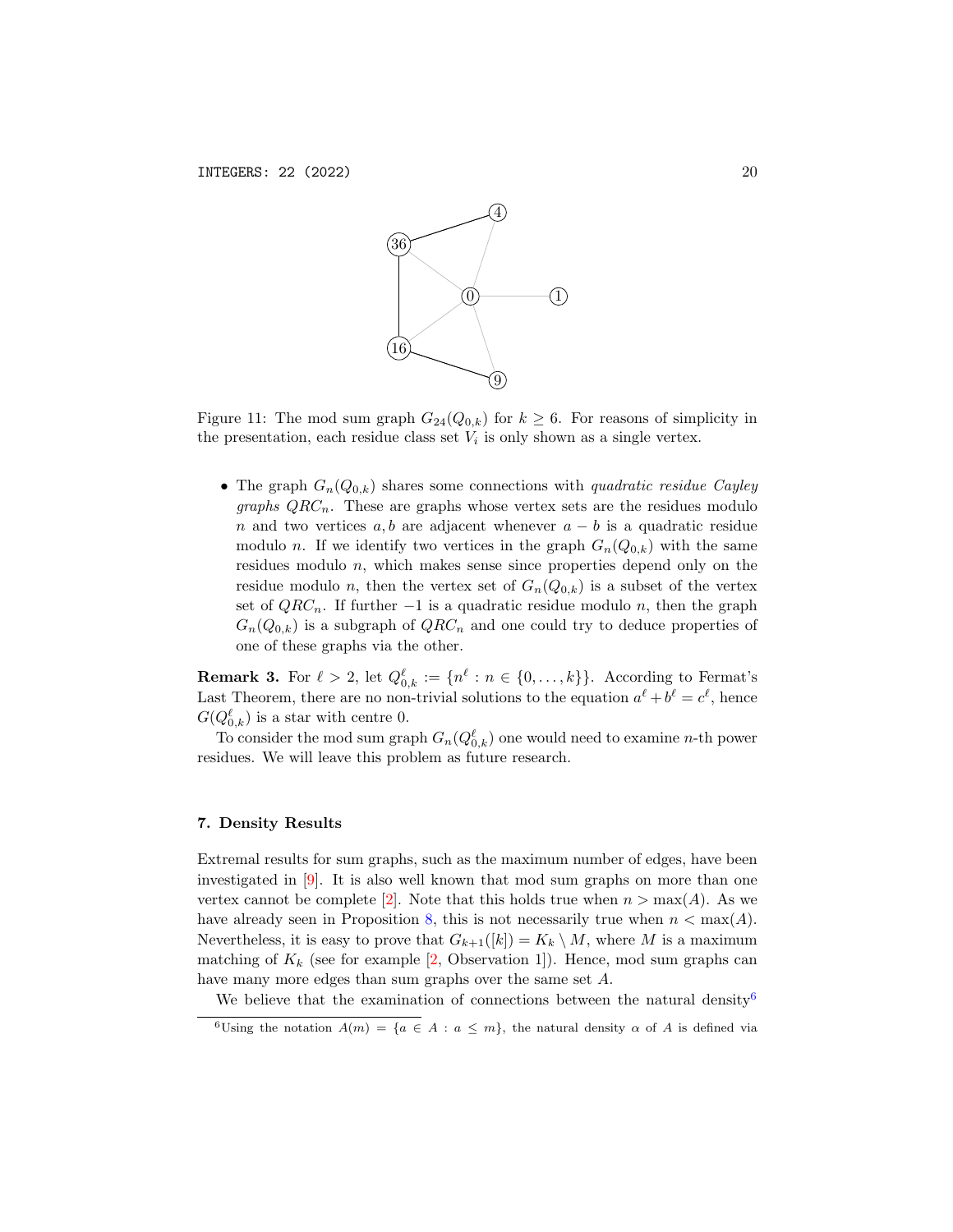Figure 11: The mod sum graph $G_{24}(Q_{0,k})$ for $k \geq 6$. For reasons of simplicity in the presentation, each residue class set $V_i$ is only shown as a single vertex.

- The graph $G_n(Q_{0,k})$ shares some connections with *quadratic residue Cayley graphs* $QRC_n$. These are graphs whose vertex sets are the residues modulo $n$ and two vertices $a, b$ are adjacent whenever $a - b$ is a quadratic residue modulo $n$. If we identify two vertices in the graph $G_n(Q_{0,k})$ with the same residues modulo $n$, which makes sense since properties depend only on the residue modulo $n$, then the vertex set of $G_n(Q_{0,k})$ is a subset of the vertex set of $QRC_n$. If further $-1$ is a quadratic residue modulo $n$, then the graph $G_n(Q_{0,k})$ is a subgraph of $QRC_n$ and one could try to deduce properties of one of these graphs via the other.

**Remark 3.** For $\ell > 2$, let $Q^{\ell}_{0,k} := \{n^{\ell} : n \in \{0, \ldots, k\}\}$. According to Fermat's Last Theorem, there are no non-trivial solutions to the equation $a^{\ell} + b^{\ell} = c^{\ell}$, hence $G(Q^{\ell}_{0,k})$ is a star with centre 0.

To consider the mod sum graph $G_n(Q^{\ell}_{0,k})$ one would need to examine $n$-th power residues. We will leave this problem as future research.

### 7. Density Results

Extremal results for sum graphs, such as the maximum number of edges, have been investigated in [9]. It is also well known that mod sum graphs on more than one vertex cannot be complete [2]. Note that this holds true when $n > \max(A)$. As we have already seen in Proposition 8, this is not necessarily true when $n < \max(A)$. Nevertheless, it is easy to prove that $G_{k+1}([k]) = K_k \setminus M$, where $M$ is a maximum matching of $K_k$ (see for example [2, Observation 1]). Hence, mod sum graphs can have many more edges than sum graphs over the same set $A$.

We believe that the examination of connections between the natural density[6]

[6]Using the notation $A(m) = \{a \in A : a \leq m\}$, the natural density $\alpha$ of $A$ is defined via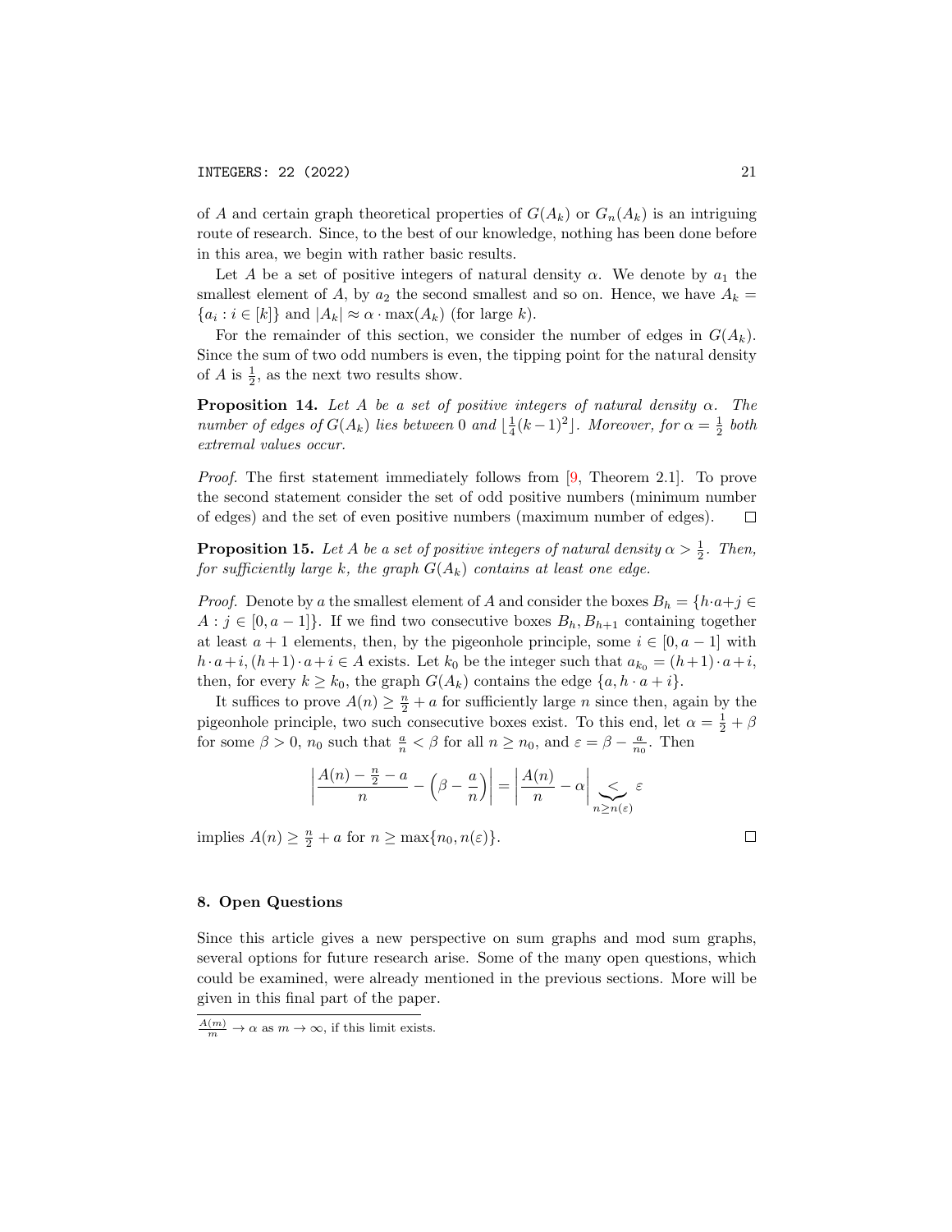of $A$ and certain graph theoretical properties of $G(A_k)$ or $G_n(A_k)$ is an intriguing route of research. Since, to the best of our knowledge, nothing has been done before in this area, we begin with rather basic results.

Let $A$ be a set of positive integers of natural density $\alpha$. We denote by $a_1$ the smallest element of $A$, by $a_2$ the second smallest and so on. Hence, we have $A_k = \{a_i : i \in [k]\}$ and $|A_k| \approx \alpha \cdot \max(A_k)$ (for large $k$).

For the remainder of this section, we consider the number of edges in $G(A_k)$. Since the sum of two odd numbers is even, the tipping point for the natural density of $A$ is $\frac{1}{2}$, as the next two results show.

**Proposition 14.** *Let $A$ be a set of positive integers of natural density $\alpha$. The number of edges of $G(A_k)$ lies between $0$ and $\lfloor \frac{1}{4}(k-1)^2 \rfloor$. Moreover, for $\alpha = \frac{1}{2}$ both extremal values occur.*

*Proof.* The first statement immediately follows from [9, Theorem 2.1]. To prove the second statement consider the set of odd positive numbers (minimum number of edges) and the set of even positive numbers (maximum number of edges). □

**Proposition 15.** *Let $A$ be a set of positive integers of natural density $\alpha > \frac{1}{2}$. Then, for sufficiently large $k$, the graph $G(A_k)$ contains at least one edge.*

*Proof.* Denote by $a$ the smallest element of $A$ and consider the boxes $B_h = \{h \cdot a + j \in A : j \in [0, a-1]\}$. If we find two consecutive boxes $B_h, B_{h+1}$ containing together at least $a+1$ elements, then, by the pigeonhole principle, some $i \in [0, a-1]$ with $h \cdot a + i, (h+1) \cdot a + i \in A$ exists. Let $k_0$ be the integer such that $a_{k_0} = (h+1) \cdot a + i$, then, for every $k \geq k_0$, the graph $G(A_k)$ contains the edge $\{a, h \cdot a + i\}$.

It suffices to prove $A(n) \geq \frac{n}{2} + a$ for sufficiently large $n$ since then, again by the pigeonhole principle, two such consecutive boxes exist. To this end, let $\alpha = \frac{1}{2} + \beta$ for some $\beta > 0$, $n_0$ such that $\frac{a}{n} < \beta$ for all $n \geq n_0$, and $\varepsilon = \beta - \frac{a}{n_0}$. Then

$$\left| \frac{A(n) - \frac{n}{2} - a}{n} - \left( \beta - \frac{a}{n} \right) \right| = \left| \frac{A(n)}{n} - \alpha \right| \underbrace{<}_{n \geq n(\varepsilon)} \varepsilon$$

implies $A(n) \geq \frac{n}{2} + a$ for $n \geq \max\{n_0, n(\varepsilon)\}$. □

## 8. Open Questions

Since this article gives a new perspective on sum graphs and mod sum graphs, several options for future research arise. Some of the many open questions, which could be examined, were already mentioned in the previous sections. More will be given in this final part of the paper.

$\frac{A(m)}{m} \to \alpha$ as $m \to \infty$, if this limit exists.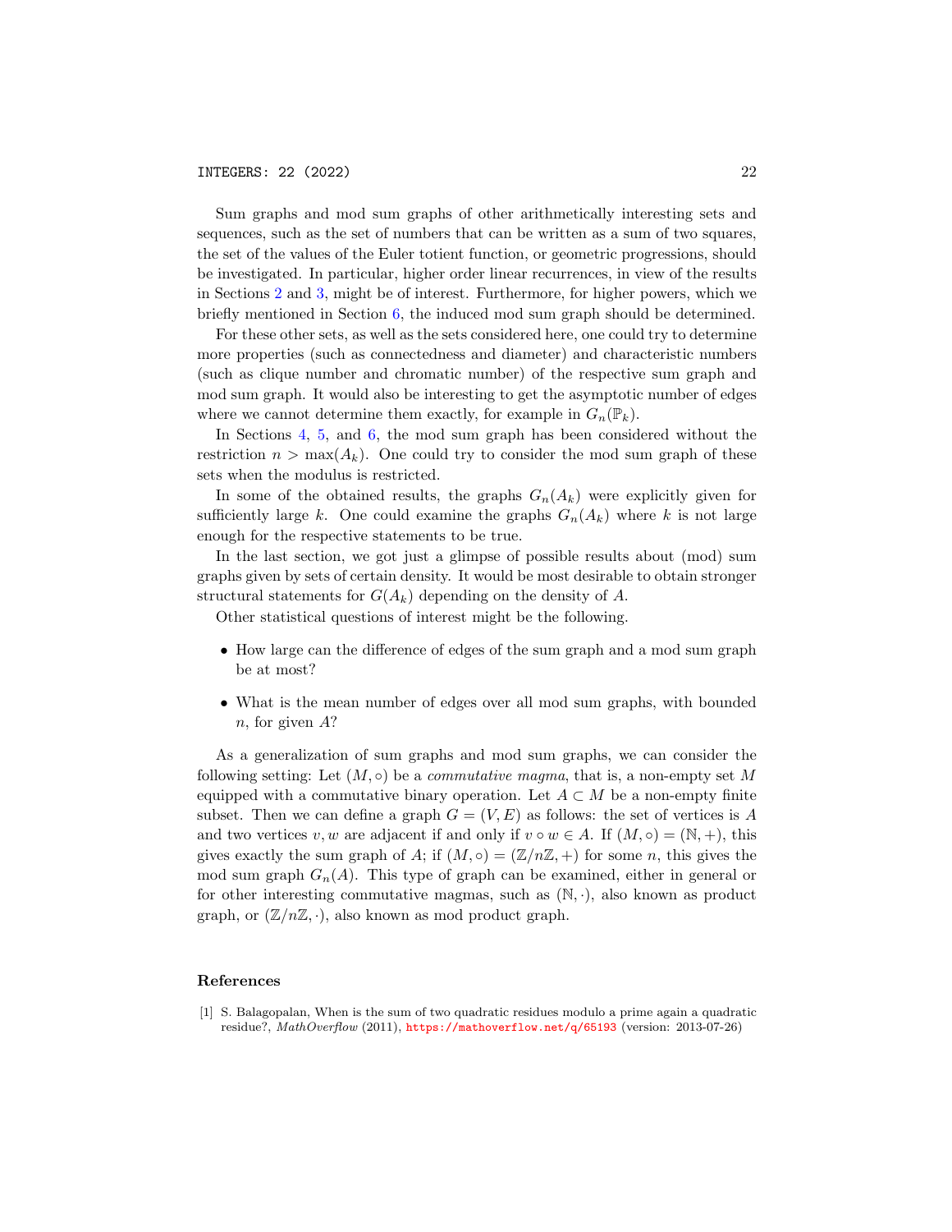Sum graphs and mod sum graphs of other arithmetically interesting sets and sequences, such as the set of numbers that can be written as a sum of two squares, the set of the values of the Euler totient function, or geometric progressions, should be investigated. In particular, higher order linear recurrences, in view of the results in Sections 2 and 3, might be of interest. Furthermore, for higher powers, which we briefly mentioned in Section 6, the induced mod sum graph should be determined.

For these other sets, as well as the sets considered here, one could try to determine more properties (such as connectedness and diameter) and characteristic numbers (such as clique number and chromatic number) of the respective sum graph and mod sum graph. It would also be interesting to get the asymptotic number of edges where we cannot determine them exactly, for example in $G_n(\mathbb{P}_k)$.

In Sections 4, 5, and 6, the mod sum graph has been considered without the restriction $n > \max(A_k)$. One could try to consider the mod sum graph of these sets when the modulus is restricted.

In some of the obtained results, the graphs $G_n(A_k)$ were explicitly given for sufficiently large $k$. One could examine the graphs $G_n(A_k)$ where $k$ is not large enough for the respective statements to be true.

In the last section, we got just a glimpse of possible results about (mod) sum graphs given by sets of certain density. It would be most desirable to obtain stronger structural statements for $G(A_k)$ depending on the density of $A$.

Other statistical questions of interest might be the following.

- How large can the difference of edges of the sum graph and a mod sum graph be at most?
- What is the mean number of edges over all mod sum graphs, with bounded $n$, for given $A$?

As a generalization of sum graphs and mod sum graphs, we can consider the following setting: Let $(M, \circ)$ be a *commutative magma*, that is, a non-empty set $M$ equipped with a commutative binary operation. Let $A \subset M$ be a non-empty finite subset. Then we can define a graph $G = (V, E)$ as follows: the set of vertices is $A$ and two vertices $v, w$ are adjacent if and only if $v \circ w \in A$. If $(M, \circ) = (\mathbb{N}, +)$, this gives exactly the sum graph of $A$; if $(M, \circ) = (\mathbb{Z}/n\mathbb{Z}, +)$ for some $n$, this gives the mod sum graph $G_n(A)$. This type of graph can be examined, either in general or for other interesting commutative magmas, such as $(\mathbb{N}, \cdot)$, also known as product graph, or $(\mathbb{Z}/n\mathbb{Z}, \cdot)$, also known as mod product graph.

## References

[1] S. Balagopalan, When is the sum of two quadratic residues modulo a prime again a quadratic residue?, *MathOverflow* (2011), https://mathoverflow.net/q/65193 (version: 2013-07-26)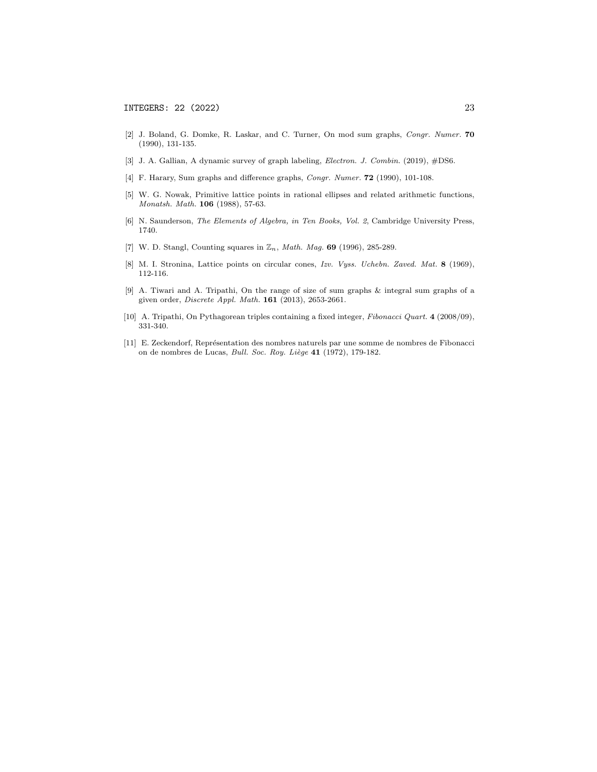[2] J. Boland, G. Domke, R. Laskar, and C. Turner, On mod sum graphs, *Congr. Numer.* **70** (1990), 131-135.

[3] J. A. Gallian, A dynamic survey of graph labeling, *Electron. J. Combin.* (2019), #DS6.

[4] F. Harary, Sum graphs and difference graphs, *Congr. Numer.* **72** (1990), 101-108.

[5] W. G. Nowak, Primitive lattice points in rational ellipses and related arithmetic functions, *Monatsh. Math.* **106** (1988), 57-63.

[6] N. Saunderson, *The Elements of Algebra, in Ten Books, Vol. 2*, Cambridge University Press, 1740.

[7] W. D. Stangl, Counting squares in $\mathbb{Z}_n$, *Math. Mag.* **69** (1996), 285-289.

[8] M. I. Stronina, Lattice points on circular cones, *Izv. Vyss. Uchebn. Zaved. Mat.* **8** (1969), 112-116.

[9] A. Tiwari and A. Tripathi, On the range of size of sum graphs & integral sum graphs of a given order, *Discrete Appl. Math.* **161** (2013), 2653-2661.

[10] A. Tripathi, On Pythagorean triples containing a fixed integer, *Fibonacci Quart.* **4** (2008/09), 331-340.

[11] E. Zeckendorf, Représentation des nombres naturels par une somme de nombres de Fibonacci on de nombres de Lucas, *Bull. Soc. Roy. Liège* **41** (1972), 179-182.